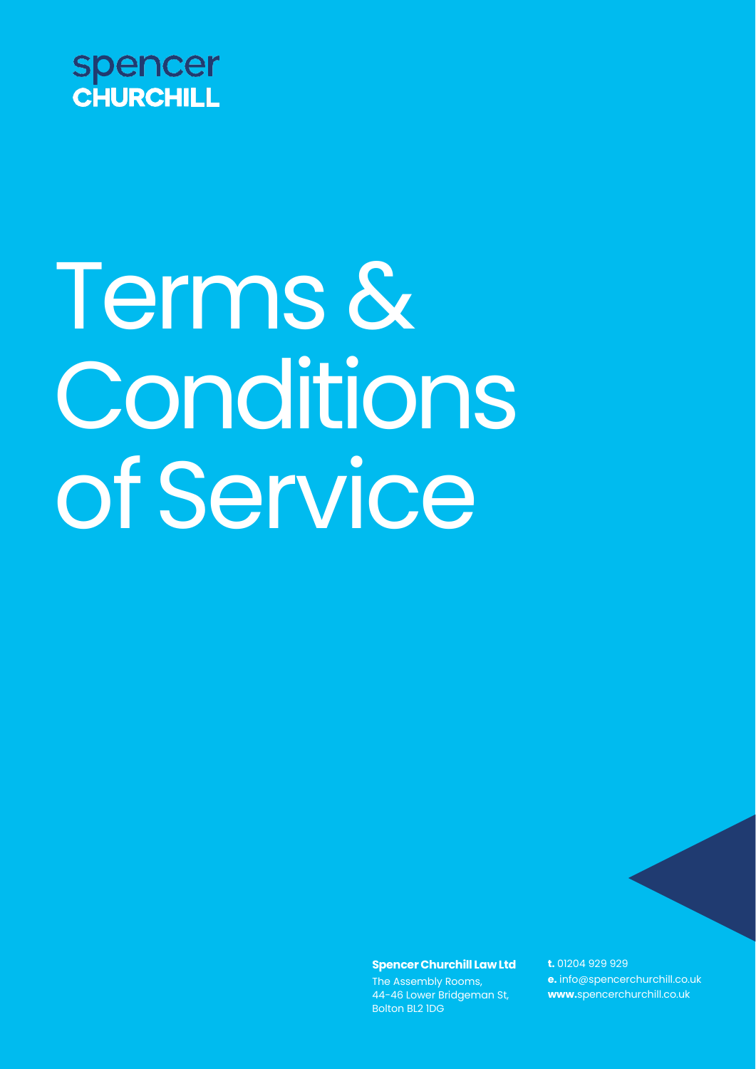spencer
**CHURCHILL**

# Terms & Conditions of Service

**Spencer Churchill Law Ltd**

The Assembly Rooms,
44-46 Lower Bridgeman St,
Bolton BL2 1DG

**t.** 01204 929 929
**e.** info@spencerchurchill.co.uk
**www.**spencerchurchill.co.uk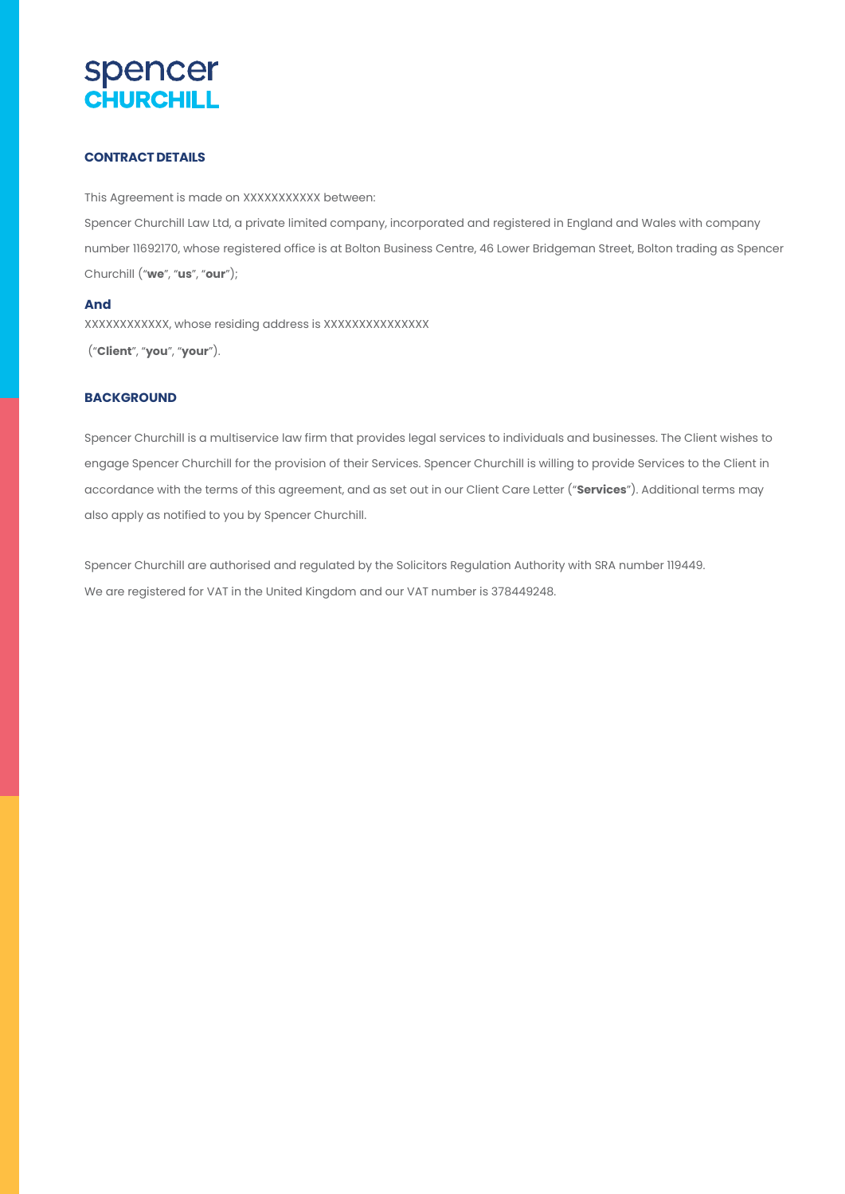spencer
**CHURCHILL**

## CONTRACT DETAILS

This Agreement is made on XXXXXXXXXXX between:

Spencer Churchill Law Ltd, a private limited company, incorporated and registered in England and Wales with company number 11692170, whose registered office is at Bolton Business Centre, 46 Lower Bridgeman Street, Bolton trading as Spencer Churchill ("**we**", "**us**", "**our**");

**And**

XXXXXXXXXXXX, whose residing address is XXXXXXXXXXXXXXX

("**Client**", "**you**", "**your**").

## BACKGROUND

Spencer Churchill is a multiservice law firm that provides legal services to individuals and businesses. The Client wishes to engage Spencer Churchill for the provision of their Services. Spencer Churchill is willing to provide Services to the Client in accordance with the terms of this agreement, and as set out in our Client Care Letter ("**Services**"). Additional terms may also apply as notified to you by Spencer Churchill.

Spencer Churchill are authorised and regulated by the Solicitors Regulation Authority with SRA number 119449.
We are registered for VAT in the United Kingdom and our VAT number is 378449248.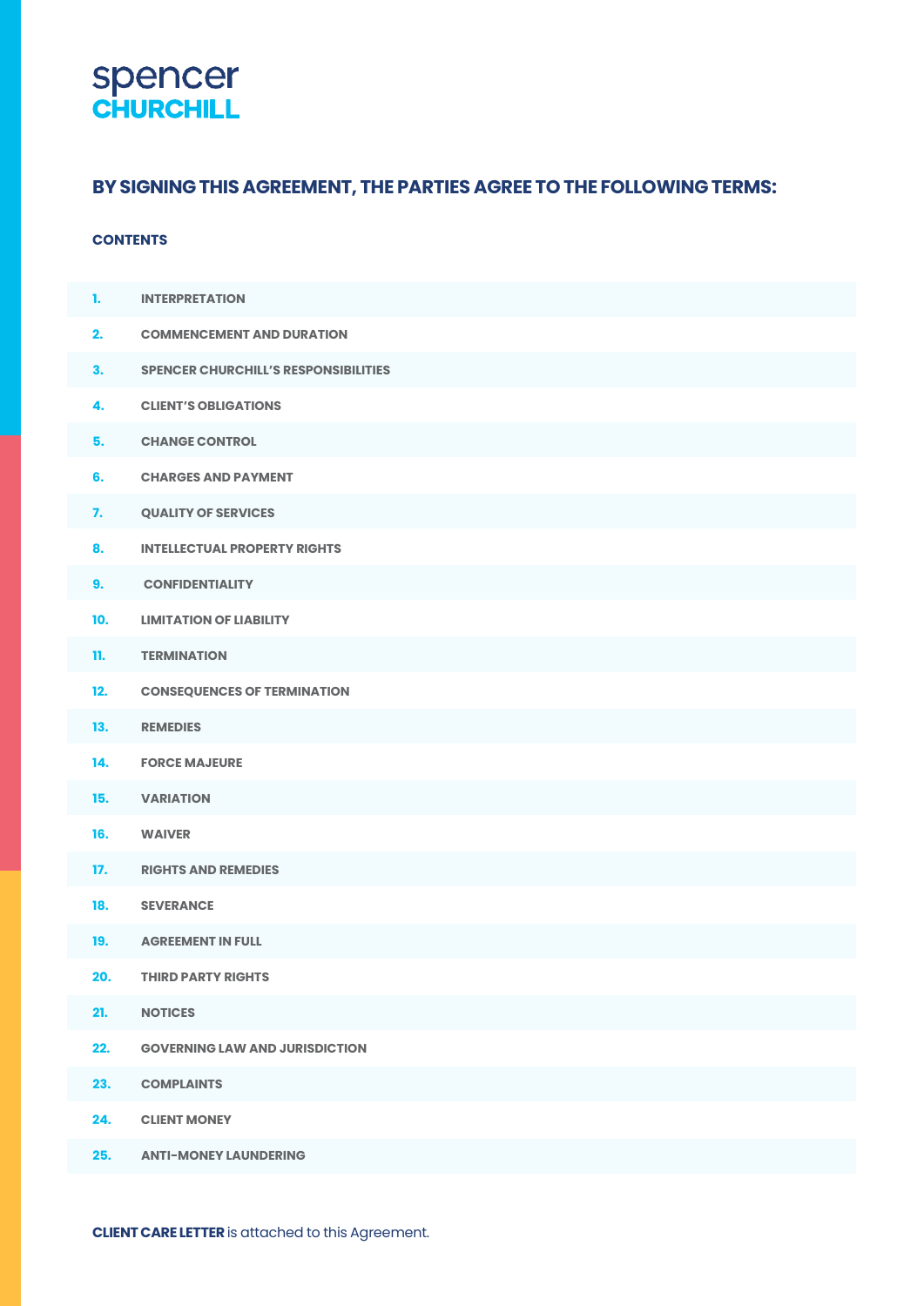spencer
**CHURCHILL**

## BY SIGNING THIS AGREEMENT, THE PARTIES AGREE TO THE FOLLOWING TERMS:

### CONTENTS

| | |
|---|---|
| **1.** | **INTERPRETATION** |
| **2.** | **COMMENCEMENT AND DURATION** |
| **3.** | **SPENCER CHURCHILL'S RESPONSIBILITIES** |
| **4.** | **CLIENT'S OBLIGATIONS** |
| **5.** | **CHANGE CONTROL** |
| **6.** | **CHARGES AND PAYMENT** |
| **7.** | **QUALITY OF SERVICES** |
| **8.** | **INTELLECTUAL PROPERTY RIGHTS** |
| **9.** | **CONFIDENTIALITY** |
| **10.** | **LIMITATION OF LIABILITY** |
| **11.** | **TERMINATION** |
| **12.** | **CONSEQUENCES OF TERMINATION** |
| **13.** | **REMEDIES** |
| **14.** | **FORCE MAJEURE** |
| **15.** | **VARIATION** |
| **16.** | **WAIVER** |
| **17.** | **RIGHTS AND REMEDIES** |
| **18.** | **SEVERANCE** |
| **19.** | **AGREEMENT IN FULL** |
| **20.** | **THIRD PARTY RIGHTS** |
| **21.** | **NOTICES** |
| **22.** | **GOVERNING LAW AND JURISDICTION** |
| **23.** | **COMPLAINTS** |
| **24.** | **CLIENT MONEY** |
| **25.** | **ANTI-MONEY LAUNDERING** |

**CLIENT CARE LETTER** is attached to this Agreement.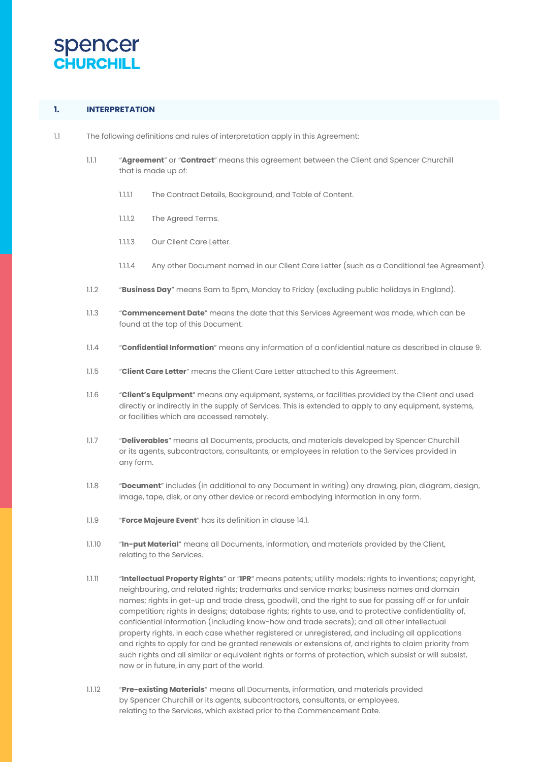## 1. INTERPRETATION

1.1 The following definitions and rules of interpretation apply in this Agreement:

1.1.1 "**Agreement**" or "**Contract**" means this agreement between the Client and Spencer Churchill that is made up of:

1.1.1.1 The Contract Details, Background, and Table of Content.

1.1.1.2 The Agreed Terms.

1.1.1.3 Our Client Care Letter.

1.1.1.4 Any other Document named in our Client Care Letter (such as a Conditional fee Agreement).

1.1.2 "**Business Day**" means 9am to 5pm, Monday to Friday (excluding public holidays in England).

1.1.3 "**Commencement Date**" means the date that this Services Agreement was made, which can be found at the top of this Document.

1.1.4 "**Confidential Information**" means any information of a confidential nature as described in clause 9.

1.1.5 "**Client Care Letter**" means the Client Care Letter attached to this Agreement.

1.1.6 "**Client's Equipment**" means any equipment, systems, or facilities provided by the Client and used directly or indirectly in the supply of Services. This is extended to apply to any equipment, systems, or facilities which are accessed remotely.

1.1.7 "**Deliverables**" means all Documents, products, and materials developed by Spencer Churchill or its agents, subcontractors, consultants, or employees in relation to the Services provided in any form.

1.1.8 "**Document**" includes (in additional to any Document in writing) any drawing, plan, diagram, design, image, tape, disk, or any other device or record embodying information in any form.

1.1.9 "**Force Majeure Event**" has its definition in clause 14.1.

1.1.10 "**In-put Material**" means all Documents, information, and materials provided by the Client, relating to the Services.

1.1.11 "**Intellectual Property Rights**" or "**IPR**" means patents; utility models; rights to inventions; copyright, neighbouring, and related rights; trademarks and service marks; business names and domain names; rights in get-up and trade dress, goodwill, and the right to sue for passing off or for unfair competition; rights in designs; database rights; rights to use, and to protective confidentiality of, confidential information (including know-how and trade secrets); and all other intellectual property rights, in each case whether registered or unregistered, and including all applications and rights to apply for and be granted renewals or extensions of, and rights to claim priority from such rights and all similar or equivalent rights or forms of protection, which subsist or will subsist, now or in future, in any part of the world.

1.1.12 "**Pre-existing Materials**" means all Documents, information, and materials provided by Spencer Churchill or its agents, subcontractors, consultants, or employees, relating to the Services, which existed prior to the Commencement Date.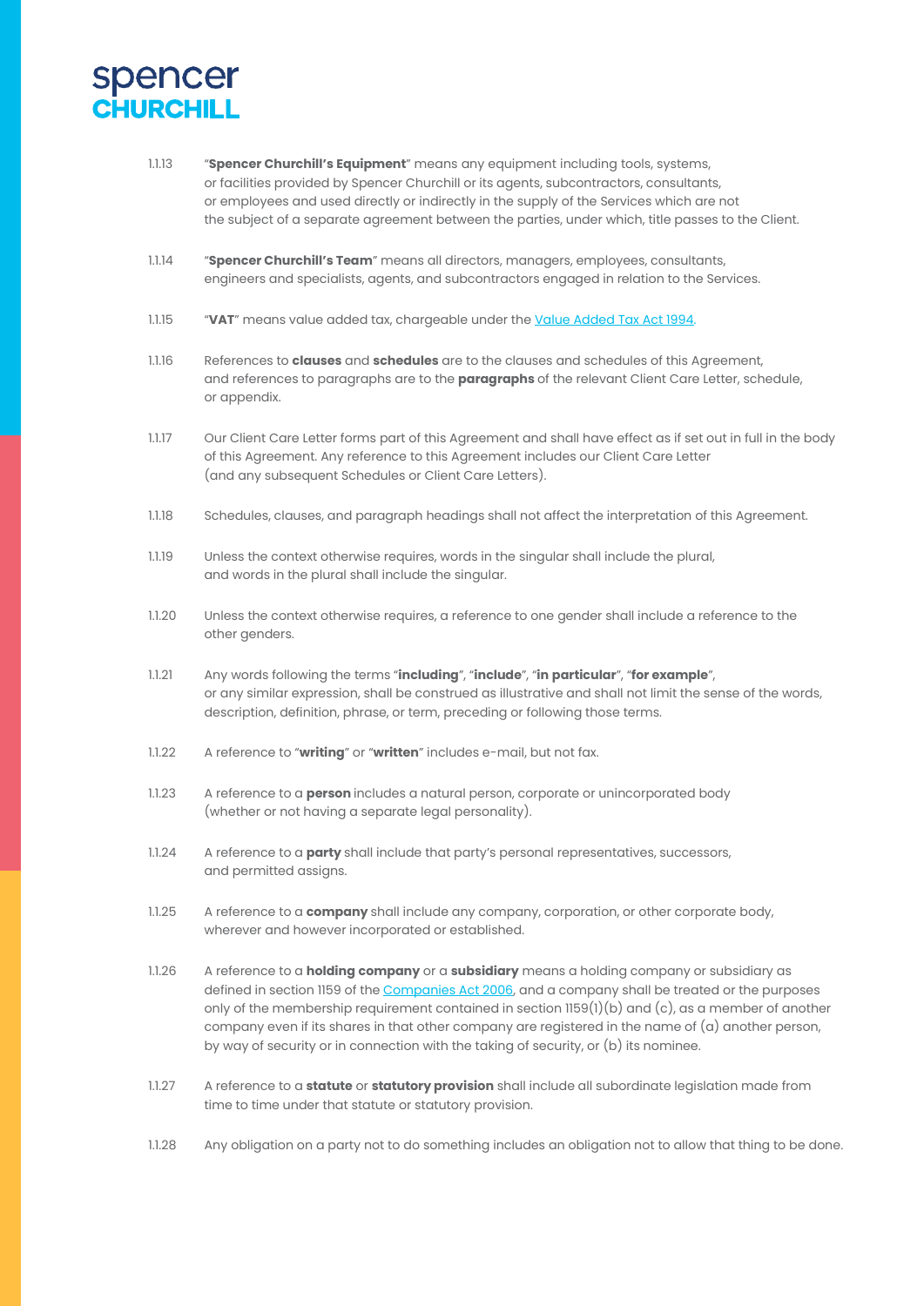1.1.13 "**Spencer Churchill's Equipment**" means any equipment including tools, systems, or facilities provided by Spencer Churchill or its agents, subcontractors, consultants, or employees and used directly or indirectly in the supply of the Services which are not the subject of a separate agreement between the parties, under which, title passes to the Client.

1.1.14 "**Spencer Churchill's Team**" means all directors, managers, employees, consultants, engineers and specialists, agents, and subcontractors engaged in relation to the Services.

1.1.15 "**VAT**" means value added tax, chargeable under the Value Added Tax Act 1994.

1.1.16 References to **clauses** and **schedules** are to the clauses and schedules of this Agreement, and references to paragraphs are to the **paragraphs** of the relevant Client Care Letter, schedule, or appendix.

1.1.17 Our Client Care Letter forms part of this Agreement and shall have effect as if set out in full in the body of this Agreement. Any reference to this Agreement includes our Client Care Letter (and any subsequent Schedules or Client Care Letters).

1.1.18 Schedules, clauses, and paragraph headings shall not affect the interpretation of this Agreement.

1.1.19 Unless the context otherwise requires, words in the singular shall include the plural, and words in the plural shall include the singular.

1.1.20 Unless the context otherwise requires, a reference to one gender shall include a reference to the other genders.

1.1.21 Any words following the terms "**including**", "**include**", "**in particular**", "**for example**", or any similar expression, shall be construed as illustrative and shall not limit the sense of the words, description, definition, phrase, or term, preceding or following those terms.

1.1.22 A reference to "**writing**" or "**written**" includes e-mail, but not fax.

1.1.23 A reference to a **person** includes a natural person, corporate or unincorporated body (whether or not having a separate legal personality).

1.1.24 A reference to a **party** shall include that party's personal representatives, successors, and permitted assigns.

1.1.25 A reference to a **company** shall include any company, corporation, or other corporate body, wherever and however incorporated or established.

1.1.26 A reference to a **holding company** or a **subsidiary** means a holding company or subsidiary as defined in section 1159 of the Companies Act 2006, and a company shall be treated or the purposes only of the membership requirement contained in section 1159(1)(b) and (c), as a member of another company even if its shares in that other company are registered in the name of (a) another person, by way of security or in connection with the taking of security, or (b) its nominee.

1.1.27 A reference to a **statute** or **statutory provision** shall include all subordinate legislation made from time to time under that statute or statutory provision.

1.1.28 Any obligation on a party not to do something includes an obligation not to allow that thing to be done.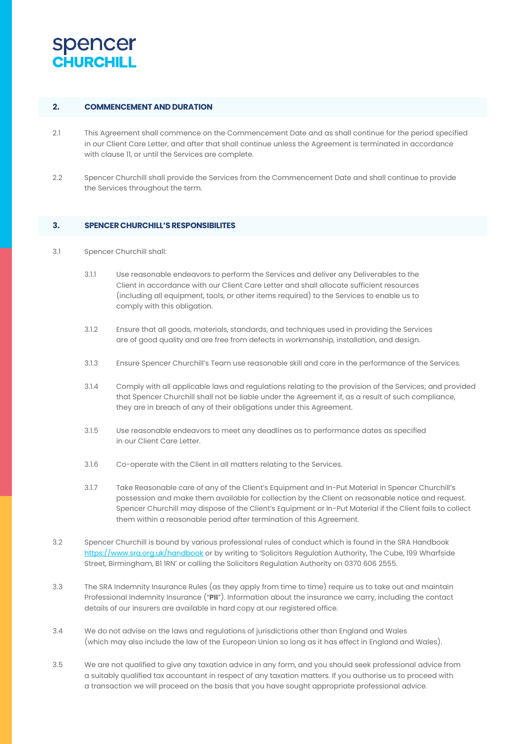## 2. COMMENCEMENT AND DURATION

2.1 This Agreement shall commence on the Commencement Date and as shall continue for the period specified in our Client Care Letter, and after that shall continue unless the Agreement is terminated in accordance with clause 11, or until the Services are complete.

2.2 Spencer Churchill shall provide the Services from the Commencement Date and shall continue to provide the Services throughout the term.

## 3. SPENCER CHURCHILL'S RESPONSIBILITES

3.1 Spencer Churchill shall:

3.1.1 Use reasonable endeavors to perform the Services and deliver any Deliverables to the Client in accordance with our Client Care Letter and shall allocate sufficient resources (including all equipment, tools, or other items required) to the Services to enable us to comply with this obligation.

3.1.2 Ensure that all goods, materials, standards, and techniques used in providing the Services are of good quality and are free from defects in workmanship, installation, and design.

3.1.3 Ensure Spencer Churchill's Team use reasonable skill and care in the performance of the Services.

3.1.4 Comply with all applicable laws and regulations relating to the provision of the Services; and provided that Spencer Churchill shall not be liable under the Agreement if, as a result of such compliance, they are in breach of any of their obligations under this Agreement.

3.1.5 Use reasonable endeavors to meet any deadlines as to performance dates as specified in our Client Care Letter.

3.1.6 Co-operate with the Client in all matters relating to the Services.

3.1.7 Take Reasonable care of any of the Client's Equipment and In-Put Material in Spencer Churchill's possession and make them available for collection by the Client on reasonable notice and request. Spencer Churchill may dispose of the Client's Equipment or In-Put Material if the Client fails to collect them within a reasonable period after termination of this Agreement.

3.2 Spencer Churchill is bound by various professional rules of conduct which is found in the SRA Handbook https://www.sra.org.uk/handbook or by writing to 'Solicitors Regulation Authority, The Cube, 199 Wharfside Street, Birmingham, B1 1RN' or calling the Solicitors Regulation Authority on 0370 606 2555.

3.3 The SRA Indemnity Insurance Rules (as they apply from time to time) require us to take out and maintain Professional Indemnity Insurance ("**PII**"). Information about the insurance we carry, including the contact details of our insurers are available in hard copy at our registered office.

3.4 We do not advise on the laws and regulations of jurisdictions other than England and Wales (which may also include the law of the European Union so long as it has effect in England and Wales).

3.5 We are not qualified to give any taxation advice in any form, and you should seek professional advice from a suitably qualified tax accountant in respect of any taxation matters. If you authorise us to proceed with a transaction we will proceed on the basis that you have sought appropriate professional advice.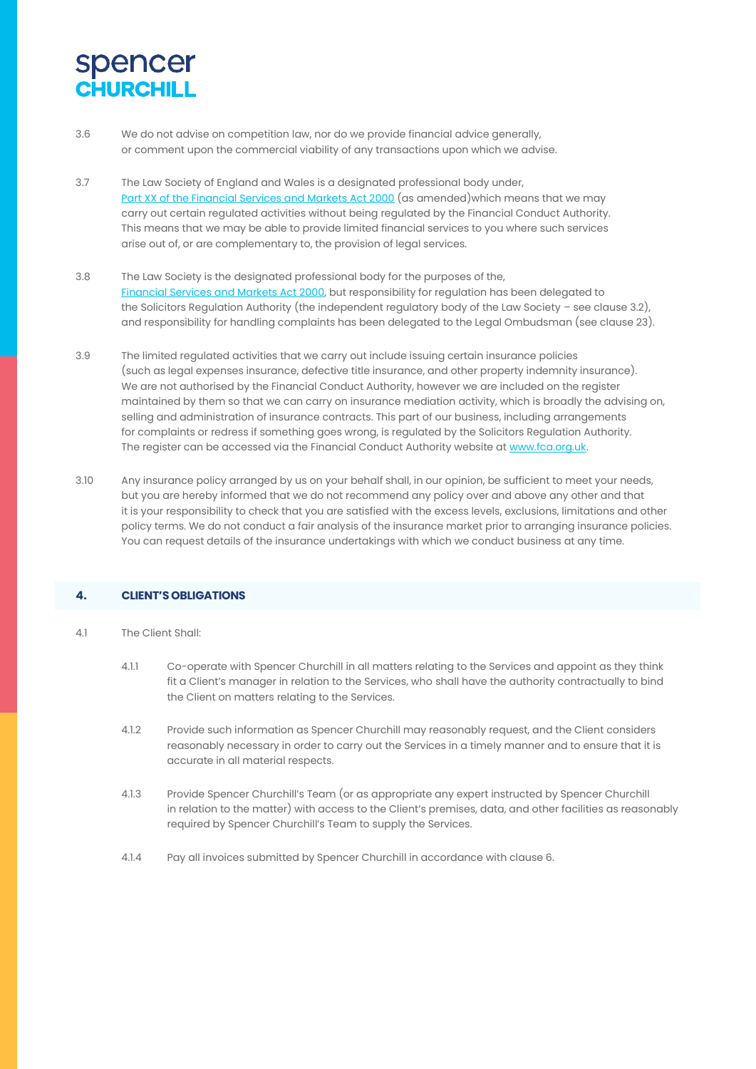3.6 We do not advise on competition law, nor do we provide financial advice generally, or comment upon the commercial viability of any transactions upon which we advise.

3.7 The Law Society of England and Wales is a designated professional body under, [Part XX of the Financial Services and Markets Act 2000](#) (as amended)which means that we may carry out certain regulated activities without being regulated by the Financial Conduct Authority. This means that we may be able to provide limited financial services to you where such services arise out of, or are complementary to, the provision of legal services.

3.8 The Law Society is the designated professional body for the purposes of the, [Financial Services and Markets Act 2000](#), but responsibility for regulation has been delegated to the Solicitors Regulation Authority (the independent regulatory body of the Law Society – see clause 3.2), and responsibility for handling complaints has been delegated to the Legal Ombudsman (see clause 23).

3.9 The limited regulated activities that we carry out include issuing certain insurance policies (such as legal expenses insurance, defective title insurance, and other property indemnity insurance). We are not authorised by the Financial Conduct Authority, however we are included on the register maintained by them so that we can carry on insurance mediation activity, which is broadly the advising on, selling and administration of insurance contracts. This part of our business, including arrangements for complaints or redress if something goes wrong, is regulated by the Solicitors Regulation Authority. The register can be accessed via the Financial Conduct Authority website at [www.fca.org.uk](http://www.fca.org.uk).

3.10 Any insurance policy arranged by us on your behalf shall, in our opinion, be sufficient to meet your needs, but you are hereby informed that we do not recommend any policy over and above any other and that it is your responsibility to check that you are satisfied with the excess levels, exclusions, limitations and other policy terms. We do not conduct a fair analysis of the insurance market prior to arranging insurance policies. You can request details of the insurance undertakings with which we conduct business at any time.

## 4. CLIENT'S OBLIGATIONS

4.1 The Client Shall:

4.1.1 Co-operate with Spencer Churchill in all matters relating to the Services and appoint as they think fit a Client's manager in relation to the Services, who shall have the authority contractually to bind the Client on matters relating to the Services.

4.1.2 Provide such information as Spencer Churchill may reasonably request, and the Client considers reasonably necessary in order to carry out the Services in a timely manner and to ensure that it is accurate in all material respects.

4.1.3 Provide Spencer Churchill's Team (or as appropriate any expert instructed by Spencer Churchill in relation to the matter) with access to the Client's premises, data, and other facilities as reasonably required by Spencer Churchill's Team to supply the Services.

4.1.4 Pay all invoices submitted by Spencer Churchill in accordance with clause 6.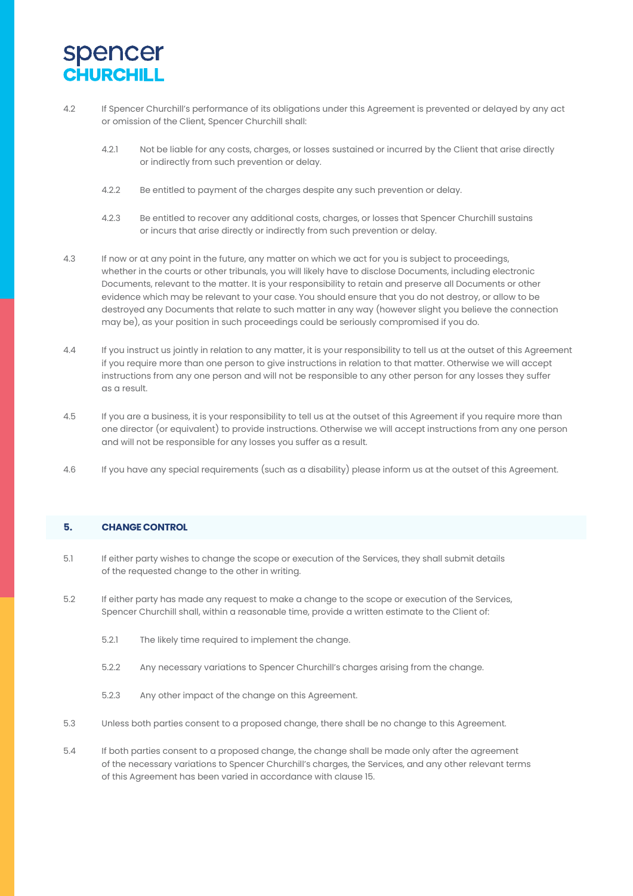4.2 If Spencer Churchill's performance of its obligations under this Agreement is prevented or delayed by any act or omission of the Client, Spencer Churchill shall:

4.2.1 Not be liable for any costs, charges, or losses sustained or incurred by the Client that arise directly or indirectly from such prevention or delay.

4.2.2 Be entitled to payment of the charges despite any such prevention or delay.

4.2.3 Be entitled to recover any additional costs, charges, or losses that Spencer Churchill sustains or incurs that arise directly or indirectly from such prevention or delay.

4.3 If now or at any point in the future, any matter on which we act for you is subject to proceedings, whether in the courts or other tribunals, you will likely have to disclose Documents, including electronic Documents, relevant to the matter. It is your responsibility to retain and preserve all Documents or other evidence which may be relevant to your case. You should ensure that you do not destroy, or allow to be destroyed any Documents that relate to such matter in any way (however slight you believe the connection may be), as your position in such proceedings could be seriously compromised if you do.

4.4 If you instruct us jointly in relation to any matter, it is your responsibility to tell us at the outset of this Agreement if you require more than one person to give instructions in relation to that matter. Otherwise we will accept instructions from any one person and will not be responsible to any other person for any losses they suffer as a result.

4.5 If you are a business, it is your responsibility to tell us at the outset of this Agreement if you require more than one director (or equivalent) to provide instructions. Otherwise we will accept instructions from any one person and will not be responsible for any losses you suffer as a result.

4.6 If you have any special requirements (such as a disability) please inform us at the outset of this Agreement.

## 5. CHANGE CONTROL

5.1 If either party wishes to change the scope or execution of the Services, they shall submit details of the requested change to the other in writing.

5.2 If either party has made any request to make a change to the scope or execution of the Services, Spencer Churchill shall, within a reasonable time, provide a written estimate to the Client of:

5.2.1 The likely time required to implement the change.

5.2.2 Any necessary variations to Spencer Churchill's charges arising from the change.

5.2.3 Any other impact of the change on this Agreement.

5.3 Unless both parties consent to a proposed change, there shall be no change to this Agreement.

5.4 If both parties consent to a proposed change, the change shall be made only after the agreement of the necessary variations to Spencer Churchill's charges, the Services, and any other relevant terms of this Agreement has been varied in accordance with clause 15.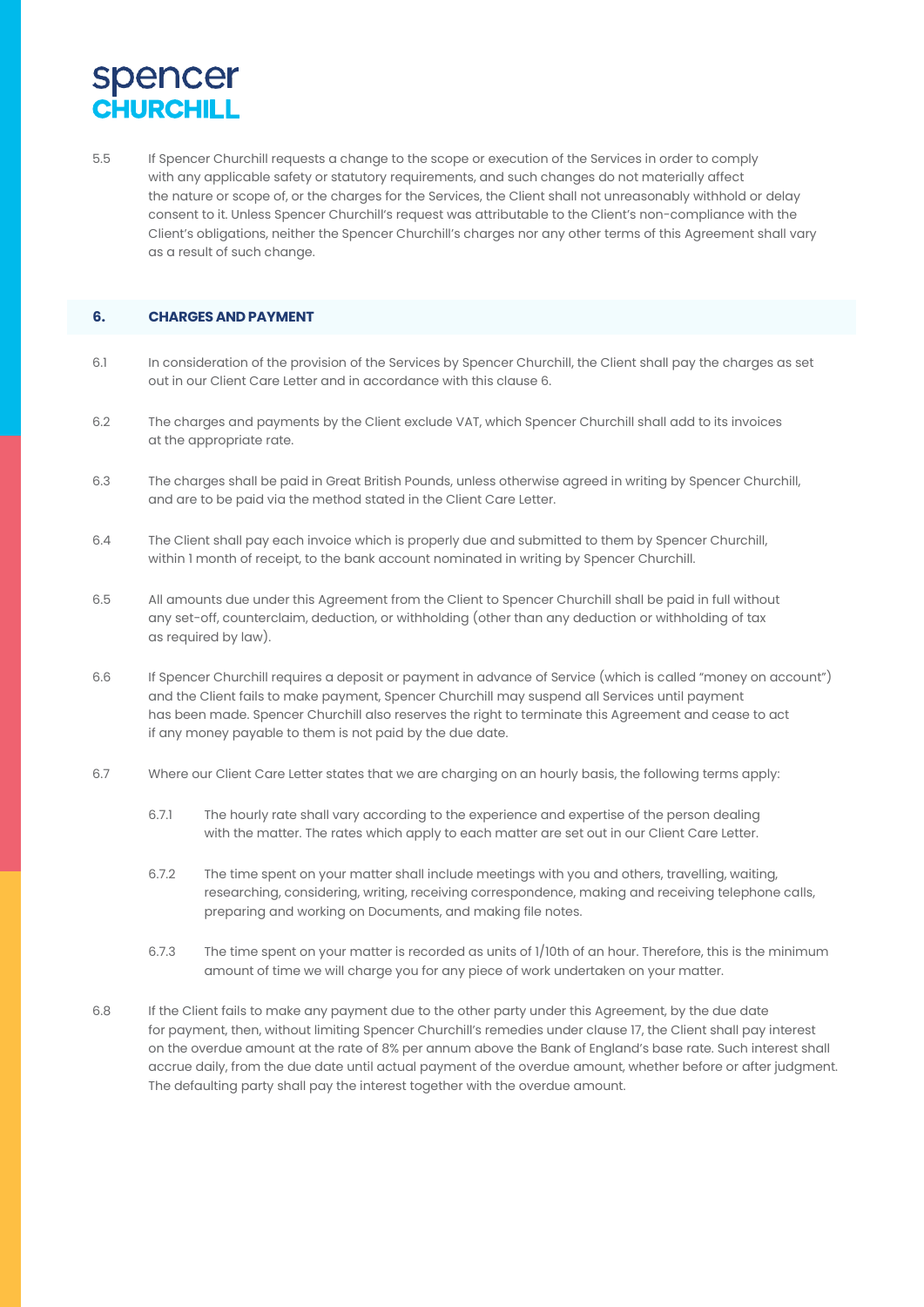5.5 If Spencer Churchill requests a change to the scope or execution of the Services in order to comply with any applicable safety or statutory requirements, and such changes do not materially affect the nature or scope of, or the charges for the Services, the Client shall not unreasonably withhold or delay consent to it. Unless Spencer Churchill's request was attributable to the Client's non-compliance with the Client's obligations, neither the Spencer Churchill's charges nor any other terms of this Agreement shall vary as a result of such change.

## 6. CHARGES AND PAYMENT

6.1 In consideration of the provision of the Services by Spencer Churchill, the Client shall pay the charges as set out in our Client Care Letter and in accordance with this clause 6.

6.2 The charges and payments by the Client exclude VAT, which Spencer Churchill shall add to its invoices at the appropriate rate.

6.3 The charges shall be paid in Great British Pounds, unless otherwise agreed in writing by Spencer Churchill, and are to be paid via the method stated in the Client Care Letter.

6.4 The Client shall pay each invoice which is properly due and submitted to them by Spencer Churchill, within 1 month of receipt, to the bank account nominated in writing by Spencer Churchill.

6.5 All amounts due under this Agreement from the Client to Spencer Churchill shall be paid in full without any set-off, counterclaim, deduction, or withholding (other than any deduction or withholding of tax as required by law).

6.6 If Spencer Churchill requires a deposit or payment in advance of Service (which is called "money on account") and the Client fails to make payment, Spencer Churchill may suspend all Services until payment has been made. Spencer Churchill also reserves the right to terminate this Agreement and cease to act if any money payable to them is not paid by the due date.

6.7 Where our Client Care Letter states that we are charging on an hourly basis, the following terms apply:

6.7.1 The hourly rate shall vary according to the experience and expertise of the person dealing with the matter. The rates which apply to each matter are set out in our Client Care Letter.

6.7.2 The time spent on your matter shall include meetings with you and others, travelling, waiting, researching, considering, writing, receiving correspondence, making and receiving telephone calls, preparing and working on Documents, and making file notes.

6.7.3 The time spent on your matter is recorded as units of 1/10th of an hour. Therefore, this is the minimum amount of time we will charge you for any piece of work undertaken on your matter.

6.8 If the Client fails to make any payment due to the other party under this Agreement, by the due date for payment, then, without limiting Spencer Churchill's remedies under clause 17, the Client shall pay interest on the overdue amount at the rate of 8% per annum above the Bank of England's base rate. Such interest shall accrue daily, from the due date until actual payment of the overdue amount, whether before or after judgment. The defaulting party shall pay the interest together with the overdue amount.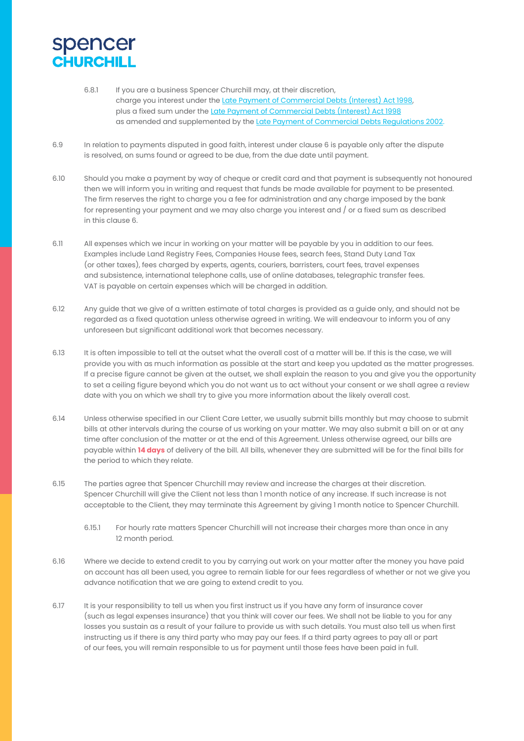6.8.1 If you are a business Spencer Churchill may, at their discretion, charge you interest under the [Late Payment of Commercial Debts (Interest) Act 1998](), plus a fixed sum under the [Late Payment of Commercial Debts (Interest) Act 1998]() as amended and supplemented by the [Late Payment of Commercial Debts Regulations 2002]().

6.9 In relation to payments disputed in good faith, interest under clause 6 is payable only after the dispute is resolved, on sums found or agreed to be due, from the due date until payment.

6.10 Should you make a payment by way of cheque or credit card and that payment is subsequently not honoured then we will inform you in writing and request that funds be made available for payment to be presented. The firm reserves the right to charge you a fee for administration and any charge imposed by the bank for representing your payment and we may also charge you interest and / or a fixed sum as described in this clause 6.

6.11 All expenses which we incur in working on your matter will be payable by you in addition to our fees. Examples include Land Registry Fees, Companies House fees, search fees, Stand Duty Land Tax (or other taxes), fees charged by experts, agents, couriers, barristers, court fees, travel expenses and subsistence, international telephone calls, use of online databases, telegraphic transfer fees. VAT is payable on certain expenses which will be charged in addition.

6.12 Any guide that we give of a written estimate of total charges is provided as a guide only, and should not be regarded as a fixed quotation unless otherwise agreed in writing. We will endeavour to inform you of any unforeseen but significant additional work that becomes necessary.

6.13 It is often impossible to tell at the outset what the overall cost of a matter will be. If this is the case, we will provide you with as much information as possible at the start and keep you updated as the matter progresses. If a precise figure cannot be given at the outset, we shall explain the reason to you and give you the opportunity to set a ceiling figure beyond which you do not want us to act without your consent or we shall agree a review date with you on which we shall try to give you more information about the likely overall cost.

6.14 Unless otherwise specified in our Client Care Letter, we usually submit bills monthly but may choose to submit bills at other intervals during the course of us working on your matter. We may also submit a bill on or at any time after conclusion of the matter or at the end of this Agreement. Unless otherwise agreed, our bills are payable within **14 days** of delivery of the bill. All bills, whenever they are submitted will be for the final bills for the period to which they relate.

6.15 The parties agree that Spencer Churchill may review and increase the charges at their discretion. Spencer Churchill will give the Client not less than 1 month notice of any increase. If such increase is not acceptable to the Client, they may terminate this Agreement by giving 1 month notice to Spencer Churchill.

6.15.1 For hourly rate matters Spencer Churchill will not increase their charges more than once in any 12 month period.

6.16 Where we decide to extend credit to you by carrying out work on your matter after the money you have paid on account has all been used, you agree to remain liable for our fees regardless of whether or not we give you advance notification that we are going to extend credit to you.

6.17 It is your responsibility to tell us when you first instruct us if you have any form of insurance cover (such as legal expenses insurance) that you think will cover our fees. We shall not be liable to you for any losses you sustain as a result of your failure to provide us with such details. You must also tell us when first instructing us if there is any third party who may pay our fees. If a third party agrees to pay all or part of our fees, you will remain responsible to us for payment until those fees have been paid in full.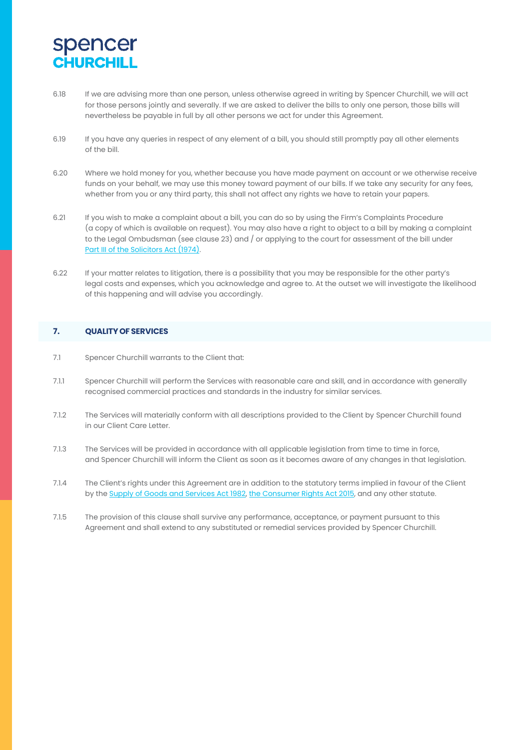6.18 If we are advising more than one person, unless otherwise agreed in writing by Spencer Churchill, we will act for those persons jointly and severally. If we are asked to deliver the bills to only one person, those bills will nevertheless be payable in full by all other persons we act for under this Agreement.

6.19 If you have any queries in respect of any element of a bill, you should still promptly pay all other elements of the bill.

6.20 Where we hold money for you, whether because you have made payment on account or we otherwise receive funds on your behalf, we may use this money toward payment of our bills. If we take any security for any fees, whether from you or any third party, this shall not affect any rights we have to retain your papers.

6.21 If you wish to make a complaint about a bill, you can do so by using the Firm's Complaints Procedure (a copy of which is available on request). You may also have a right to object to a bill by making a complaint to the Legal Ombudsman (see clause 23) and / or applying to the court for assessment of the bill under Part III of the Solicitors Act (1974).

6.22 If your matter relates to litigation, there is a possibility that you may be responsible for the other party's legal costs and expenses, which you acknowledge and agree to. At the outset we will investigate the likelihood of this happening and will advise you accordingly.

## 7. QUALITY OF SERVICES

7.1 Spencer Churchill warrants to the Client that:

7.1.1 Spencer Churchill will perform the Services with reasonable care and skill, and in accordance with generally recognised commercial practices and standards in the industry for similar services.

7.1.2 The Services will materially conform with all descriptions provided to the Client by Spencer Churchill found in our Client Care Letter.

7.1.3 The Services will be provided in accordance with all applicable legislation from time to time in force, and Spencer Churchill will inform the Client as soon as it becomes aware of any changes in that legislation.

7.1.4 The Client's rights under this Agreement are in addition to the statutory terms implied in favour of the Client by the Supply of Goods and Services Act 1982, the Consumer Rights Act 2015, and any other statute.

7.1.5 The provision of this clause shall survive any performance, acceptance, or payment pursuant to this Agreement and shall extend to any substituted or remedial services provided by Spencer Churchill.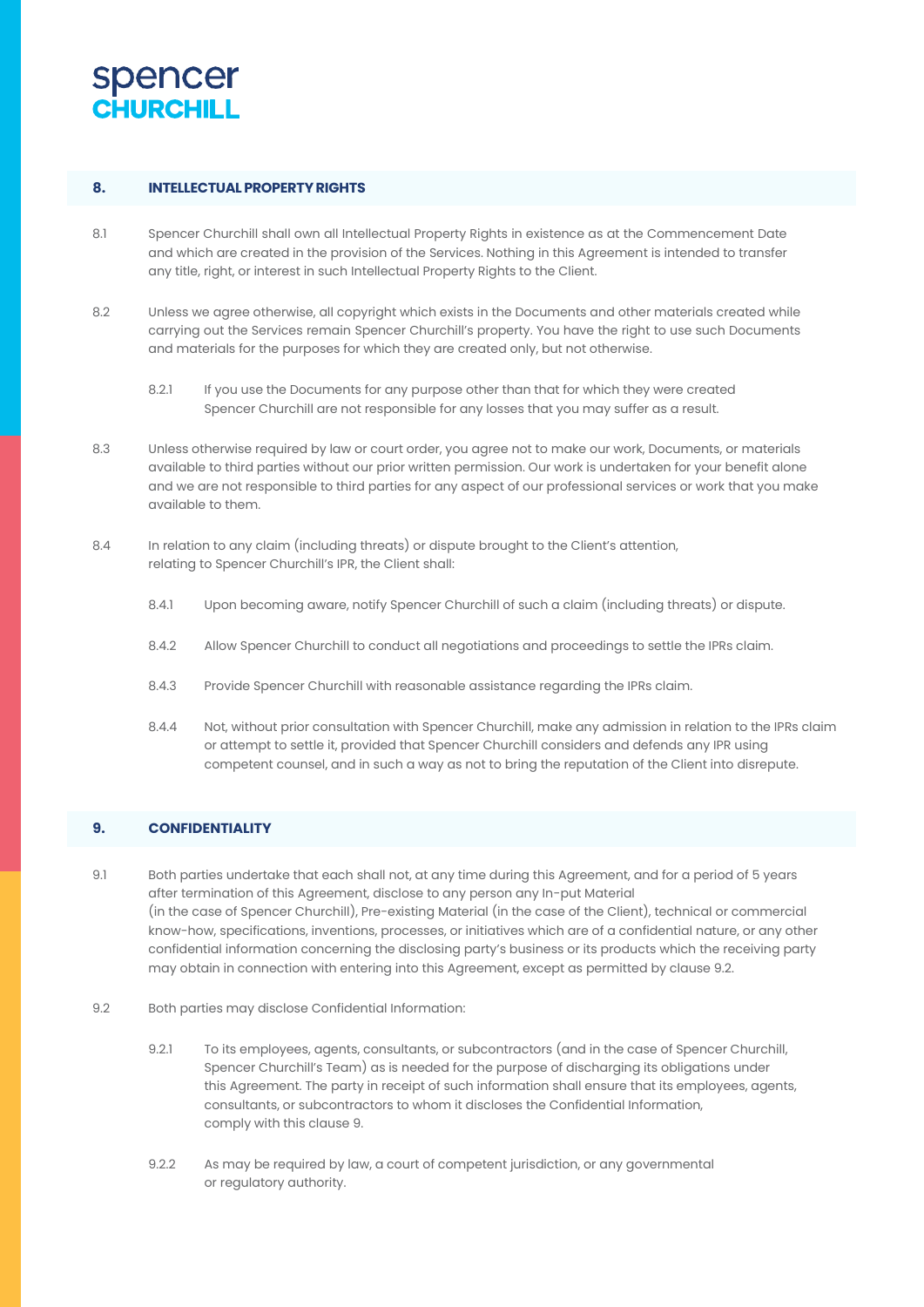## 8. INTELLECTUAL PROPERTY RIGHTS

8.1 Spencer Churchill shall own all Intellectual Property Rights in existence as at the Commencement Date and which are created in the provision of the Services. Nothing in this Agreement is intended to transfer any title, right, or interest in such Intellectual Property Rights to the Client.

8.2 Unless we agree otherwise, all copyright which exists in the Documents and other materials created while carrying out the Services remain Spencer Churchill's property. You have the right to use such Documents and materials for the purposes for which they are created only, but not otherwise.

8.2.1 If you use the Documents for any purpose other than that for which they were created Spencer Churchill are not responsible for any losses that you may suffer as a result.

8.3 Unless otherwise required by law or court order, you agree not to make our work, Documents, or materials available to third parties without our prior written permission. Our work is undertaken for your benefit alone and we are not responsible to third parties for any aspect of our professional services or work that you make available to them.

8.4 In relation to any claim (including threats) or dispute brought to the Client's attention, relating to Spencer Churchill's IPR, the Client shall:

8.4.1 Upon becoming aware, notify Spencer Churchill of such a claim (including threats) or dispute.

8.4.2 Allow Spencer Churchill to conduct all negotiations and proceedings to settle the IPRs claim.

8.4.3 Provide Spencer Churchill with reasonable assistance regarding the IPRs claim.

8.4.4 Not, without prior consultation with Spencer Churchill, make any admission in relation to the IPRs claim or attempt to settle it, provided that Spencer Churchill considers and defends any IPR using competent counsel, and in such a way as not to bring the reputation of the Client into disrepute.

## 9. CONFIDENTIALITY

9.1 Both parties undertake that each shall not, at any time during this Agreement, and for a period of 5 years after termination of this Agreement, disclose to any person any In-put Material (in the case of Spencer Churchill), Pre-existing Material (in the case of the Client), technical or commercial know-how, specifications, inventions, processes, or initiatives which are of a confidential nature, or any other confidential information concerning the disclosing party's business or its products which the receiving party may obtain in connection with entering into this Agreement, except as permitted by clause 9.2.

9.2 Both parties may disclose Confidential Information:

9.2.1 To its employees, agents, consultants, or subcontractors (and in the case of Spencer Churchill, Spencer Churchill's Team) as is needed for the purpose of discharging its obligations under this Agreement. The party in receipt of such information shall ensure that its employees, agents, consultants, or subcontractors to whom it discloses the Confidential Information, comply with this clause 9.

9.2.2 As may be required by law, a court of competent jurisdiction, or any governmental or regulatory authority.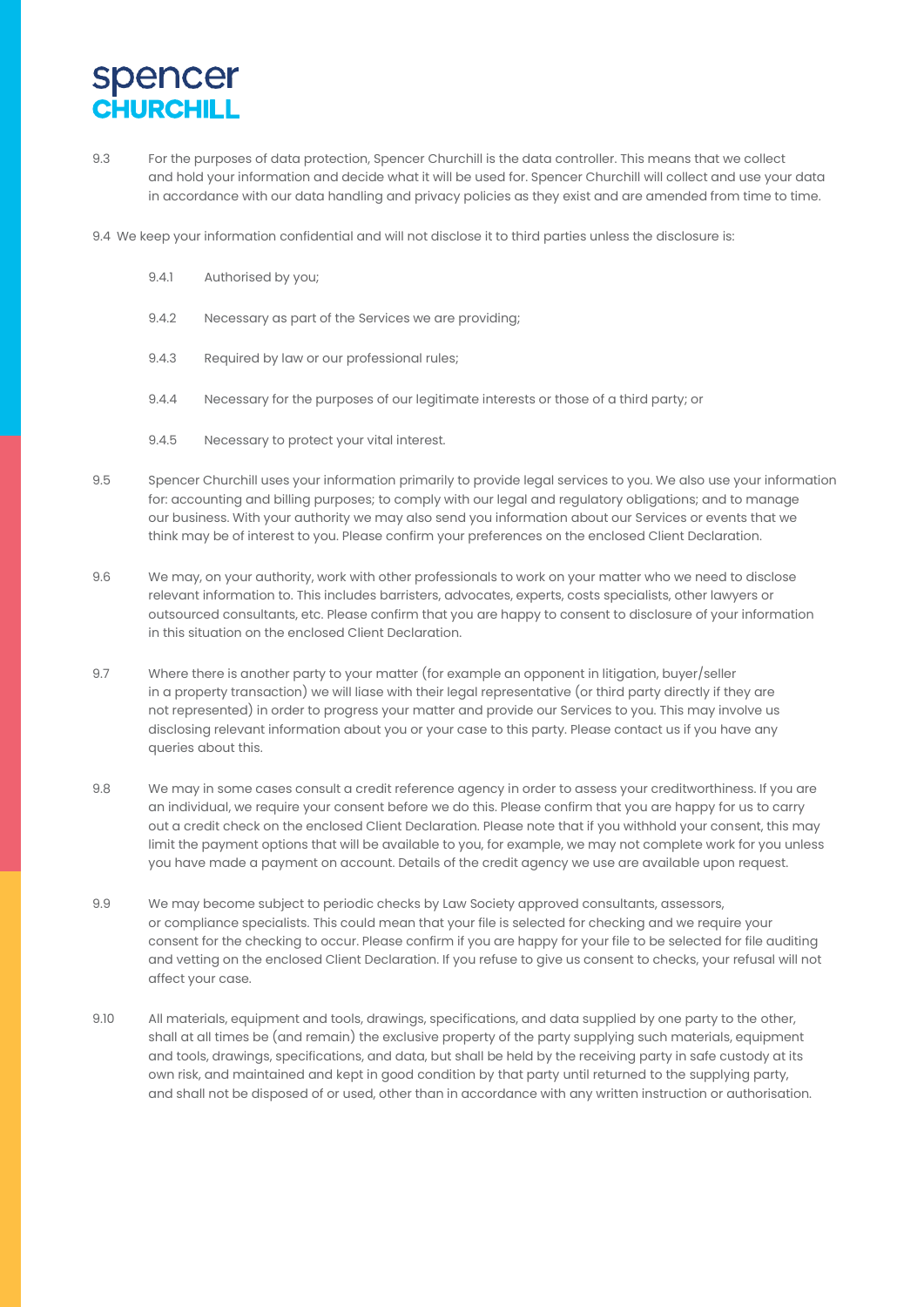9.3 For the purposes of data protection, Spencer Churchill is the data controller. This means that we collect and hold your information and decide what it will be used for. Spencer Churchill will collect and use your data in accordance with our data handling and privacy policies as they exist and are amended from time to time.

9.4 We keep your information confidential and will not disclose it to third parties unless the disclosure is:

- 9.4.1 Authorised by you;
- 9.4.2 Necessary as part of the Services we are providing;
- 9.4.3 Required by law or our professional rules;
- 9.4.4 Necessary for the purposes of our legitimate interests or those of a third party; or
- 9.4.5 Necessary to protect your vital interest.

9.5 Spencer Churchill uses your information primarily to provide legal services to you. We also use your information for: accounting and billing purposes; to comply with our legal and regulatory obligations; and to manage our business. With your authority we may also send you information about our Services or events that we think may be of interest to you. Please confirm your preferences on the enclosed Client Declaration.

9.6 We may, on your authority, work with other professionals to work on your matter who we need to disclose relevant information to. This includes barristers, advocates, experts, costs specialists, other lawyers or outsourced consultants, etc. Please confirm that you are happy to consent to disclosure of your information in this situation on the enclosed Client Declaration.

9.7 Where there is another party to your matter (for example an opponent in litigation, buyer/seller in a property transaction) we will liase with their legal representative (or third party directly if they are not represented) in order to progress your matter and provide our Services to you. This may involve us disclosing relevant information about you or your case to this party. Please contact us if you have any queries about this.

9.8 We may in some cases consult a credit reference agency in order to assess your creditworthiness. If you are an individual, we require your consent before we do this. Please confirm that you are happy for us to carry out a credit check on the enclosed Client Declaration. Please note that if you withhold your consent, this may limit the payment options that will be available to you, for example, we may not complete work for you unless you have made a payment on account. Details of the credit agency we use are available upon request.

9.9 We may become subject to periodic checks by Law Society approved consultants, assessors, or compliance specialists. This could mean that your file is selected for checking and we require your consent for the checking to occur. Please confirm if you are happy for your file to be selected for file auditing and vetting on the enclosed Client Declaration. If you refuse to give us consent to checks, your refusal will not affect your case.

9.10 All materials, equipment and tools, drawings, specifications, and data supplied by one party to the other, shall at all times be (and remain) the exclusive property of the party supplying such materials, equipment and tools, drawings, specifications, and data, but shall be held by the receiving party in safe custody at its own risk, and maintained and kept in good condition by that party until returned to the supplying party, and shall not be disposed of or used, other than in accordance with any written instruction or authorisation.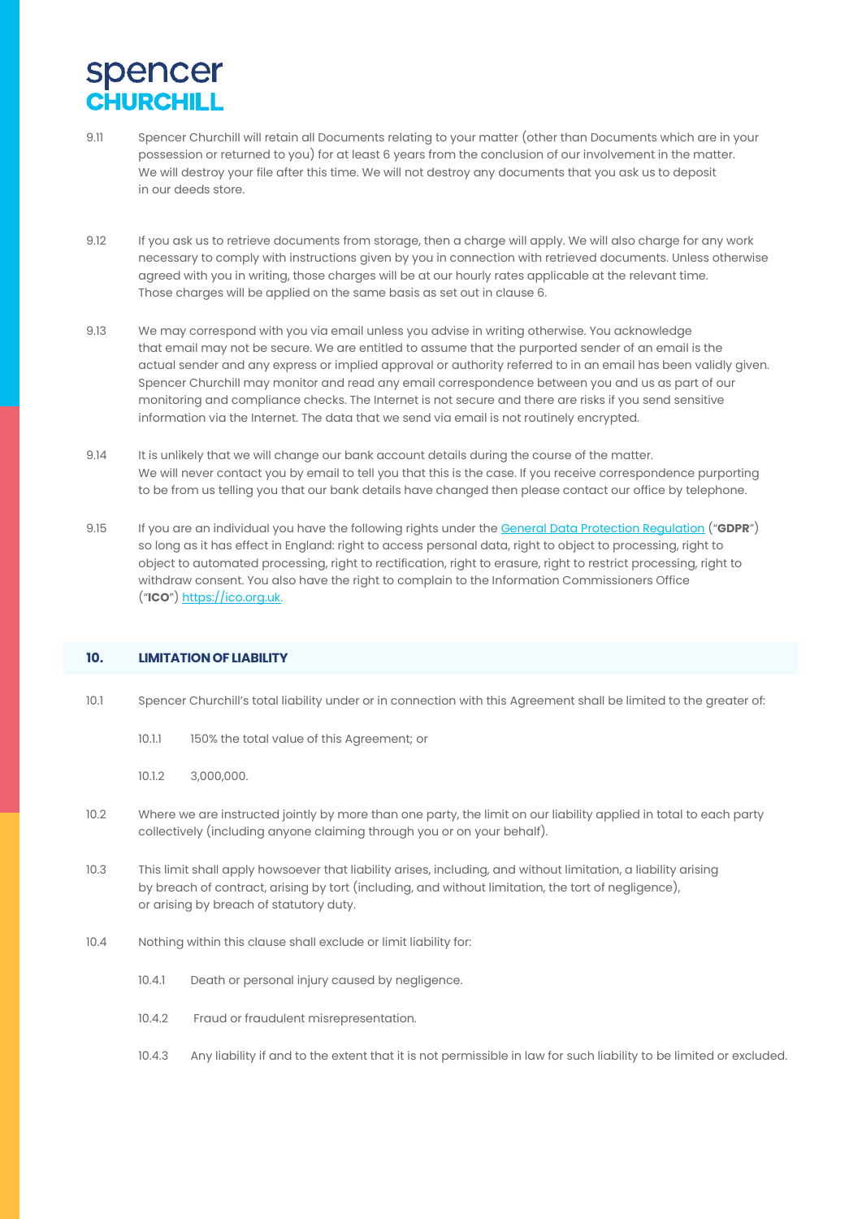9.11 Spencer Churchill will retain all Documents relating to your matter (other than Documents which are in your possession or returned to you) for at least 6 years from the conclusion of our involvement in the matter. We will destroy your file after this time. We will not destroy any documents that you ask us to deposit in our deeds store.

9.12 If you ask us to retrieve documents from storage, then a charge will apply. We will also charge for any work necessary to comply with instructions given by you in connection with retrieved documents. Unless otherwise agreed with you in writing, those charges will be at our hourly rates applicable at the relevant time. Those charges will be applied on the same basis as set out in clause 6.

9.13 We may correspond with you via email unless you advise in writing otherwise. You acknowledge that email may not be secure. We are entitled to assume that the purported sender of an email is the actual sender and any express or implied approval or authority referred to in an email has been validly given. Spencer Churchill may monitor and read any email correspondence between you and us as part of our monitoring and compliance checks. The Internet is not secure and there are risks if you send sensitive information via the Internet. The data that we send via email is not routinely encrypted.

9.14 It is unlikely that we will change our bank account details during the course of the matter. We will never contact you by email to tell you that this is the case. If you receive correspondence purporting to be from us telling you that our bank details have changed then please contact our office by telephone.

9.15 If you are an individual you have the following rights under the General Data Protection Regulation ("**GDPR**") so long as it has effect in England: right to access personal data, right to object to processing, right to object to automated processing, right to rectification, right to erasure, right to restrict processing, right to withdraw consent. You also have the right to complain to the Information Commissioners Office ("**ICO**") https://ico.org.uk.

## 10. LIMITATION OF LIABILITY

10.1 Spencer Churchill's total liability under or in connection with this Agreement shall be limited to the greater of:

10.1.1 150% the total value of this Agreement; or

10.1.2 3,000,000.

10.2 Where we are instructed jointly by more than one party, the limit on our liability applied in total to each party collectively (including anyone claiming through you or on your behalf).

10.3 This limit shall apply howsoever that liability arises, including, and without limitation, a liability arising by breach of contract, arising by tort (including, and without limitation, the tort of negligence), or arising by breach of statutory duty.

10.4 Nothing within this clause shall exclude or limit liability for:

10.4.1 Death or personal injury caused by negligence.

10.4.2 Fraud or fraudulent misrepresentation.

10.4.3 Any liability if and to the extent that it is not permissible in law for such liability to be limited or excluded.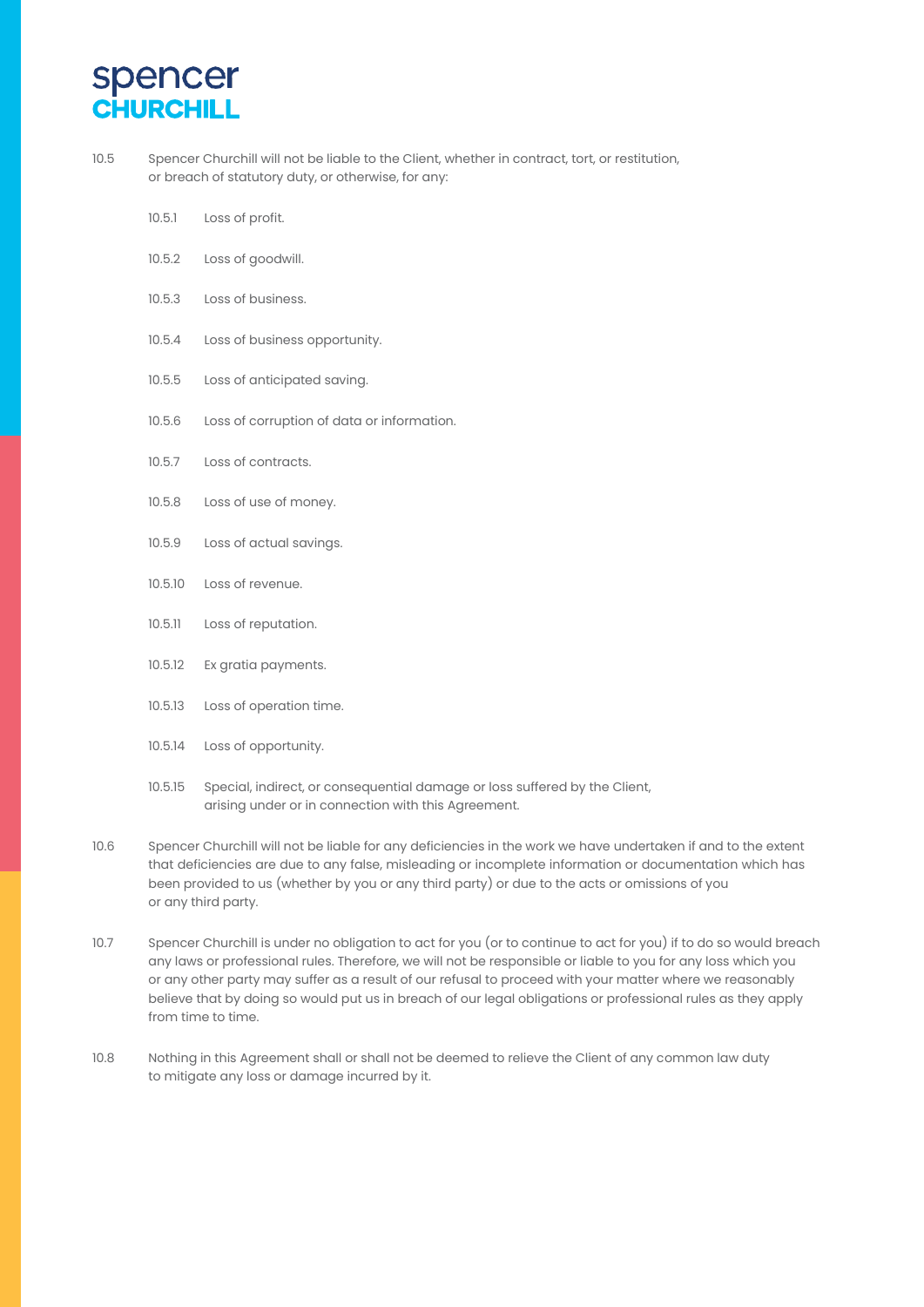10.5 Spencer Churchill will not be liable to the Client, whether in contract, tort, or restitution, or breach of statutory duty, or otherwise, for any:

- 10.5.1 Loss of profit.
- 10.5.2 Loss of goodwill.
- 10.5.3 Loss of business.
- 10.5.4 Loss of business opportunity.
- 10.5.5 Loss of anticipated saving.
- 10.5.6 Loss of corruption of data or information.
- 10.5.7 Loss of contracts.
- 10.5.8 Loss of use of money.
- 10.5.9 Loss of actual savings.
- 10.5.10 Loss of revenue.
- 10.5.11 Loss of reputation.
- 10.5.12 Ex gratia payments.
- 10.5.13 Loss of operation time.
- 10.5.14 Loss of opportunity.
- 10.5.15 Special, indirect, or consequential damage or loss suffered by the Client, arising under or in connection with this Agreement.

10.6 Spencer Churchill will not be liable for any deficiencies in the work we have undertaken if and to the extent that deficiencies are due to any false, misleading or incomplete information or documentation which has been provided to us (whether by you or any third party) or due to the acts or omissions of you or any third party.

10.7 Spencer Churchill is under no obligation to act for you (or to continue to act for you) if to do so would breach any laws or professional rules. Therefore, we will not be responsible or liable to you for any loss which you or any other party may suffer as a result of our refusal to proceed with your matter where we reasonably believe that by doing so would put us in breach of our legal obligations or professional rules as they apply from time to time.

10.8 Nothing in this Agreement shall or shall not be deemed to relieve the Client of any common law duty to mitigate any loss or damage incurred by it.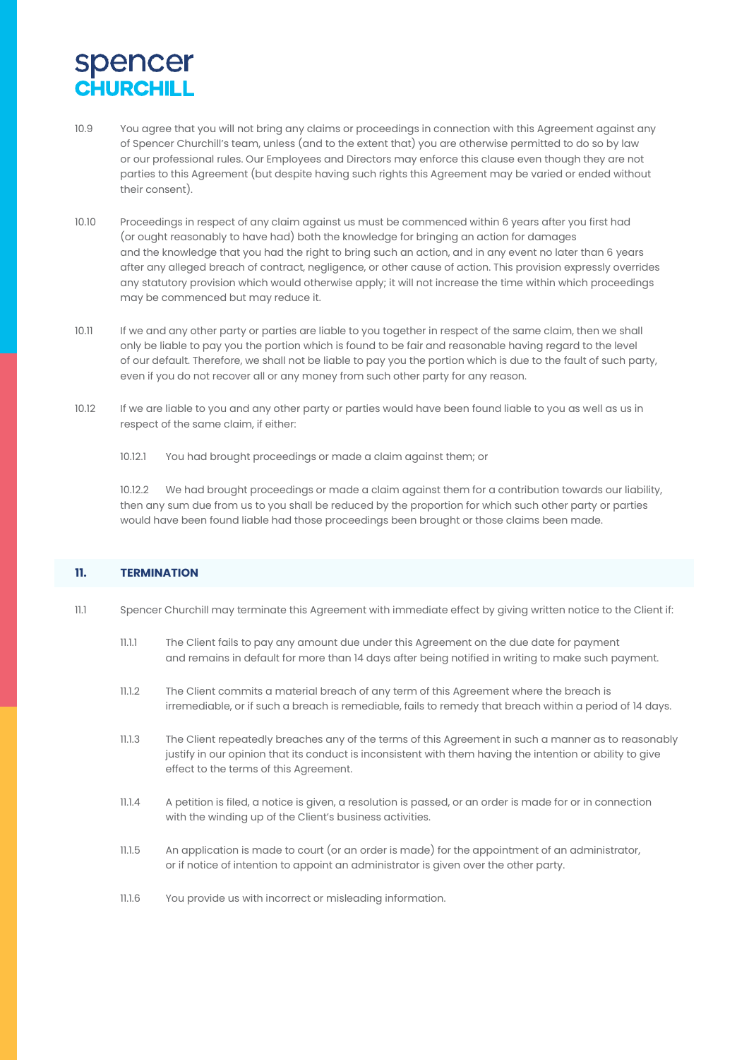10.9 You agree that you will not bring any claims or proceedings in connection with this Agreement against any of Spencer Churchill's team, unless (and to the extent that) you are otherwise permitted to do so by law or our professional rules. Our Employees and Directors may enforce this clause even though they are not parties to this Agreement (but despite having such rights this Agreement may be varied or ended without their consent).

10.10 Proceedings in respect of any claim against us must be commenced within 6 years after you first had (or ought reasonably to have had) both the knowledge for bringing an action for damages and the knowledge that you had the right to bring such an action, and in any event no later than 6 years after any alleged breach of contract, negligence, or other cause of action. This provision expressly overrides any statutory provision which would otherwise apply; it will not increase the time within which proceedings may be commenced but may reduce it.

10.11 If we and any other party or parties are liable to you together in respect of the same claim, then we shall only be liable to pay you the portion which is found to be fair and reasonable having regard to the level of our default. Therefore, we shall not be liable to pay you the portion which is due to the fault of such party, even if you do not recover all or any money from such other party for any reason.

10.12 If we are liable to you and any other party or parties would have been found liable to you as well as us in respect of the same claim, if either:

10.12.1 You had brought proceedings or made a claim against them; or

10.12.2 We had brought proceedings or made a claim against them for a contribution towards our liability, then any sum due from us to you shall be reduced by the proportion for which such other party or parties would have been found liable had those proceedings been brought or those claims been made.

## 11. TERMINATION

11.1 Spencer Churchill may terminate this Agreement with immediate effect by giving written notice to the Client if:

11.1.1 The Client fails to pay any amount due under this Agreement on the due date for payment and remains in default for more than 14 days after being notified in writing to make such payment.

11.1.2 The Client commits a material breach of any term of this Agreement where the breach is irremediable, or if such a breach is remediable, fails to remedy that breach within a period of 14 days.

11.1.3 The Client repeatedly breaches any of the terms of this Agreement in such a manner as to reasonably justify in our opinion that its conduct is inconsistent with them having the intention or ability to give effect to the terms of this Agreement.

11.1.4 A petition is filed, a notice is given, a resolution is passed, or an order is made for or in connection with the winding up of the Client's business activities.

11.1.5 An application is made to court (or an order is made) for the appointment of an administrator, or if notice of intention to appoint an administrator is given over the other party.

11.1.6 You provide us with incorrect or misleading information.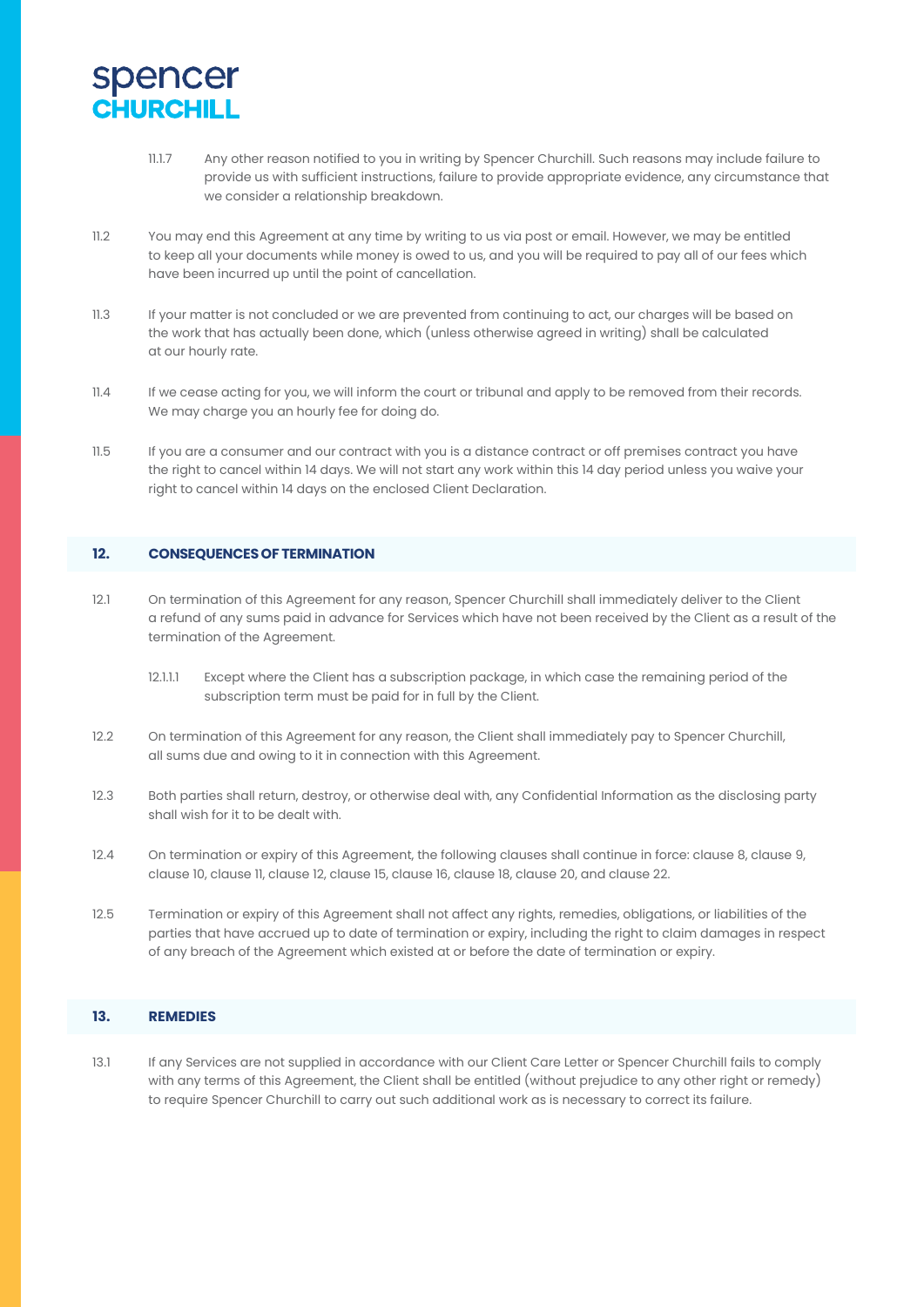11.1.7 Any other reason notified to you in writing by Spencer Churchill. Such reasons may include failure to provide us with sufficient instructions, failure to provide appropriate evidence, any circumstance that we consider a relationship breakdown.

11.2 You may end this Agreement at any time by writing to us via post or email. However, we may be entitled to keep all your documents while money is owed to us, and you will be required to pay all of our fees which have been incurred up until the point of cancellation.

11.3 If your matter is not concluded or we are prevented from continuing to act, our charges will be based on the work that has actually been done, which (unless otherwise agreed in writing) shall be calculated at our hourly rate.

11.4 If we cease acting for you, we will inform the court or tribunal and apply to be removed from their records. We may charge you an hourly fee for doing do.

11.5 If you are a consumer and our contract with you is a distance contract or off premises contract you have the right to cancel within 14 days. We will not start any work within this 14 day period unless you waive your right to cancel within 14 days on the enclosed Client Declaration.

## 12. CONSEQUENCES OF TERMINATION

12.1 On termination of this Agreement for any reason, Spencer Churchill shall immediately deliver to the Client a refund of any sums paid in advance for Services which have not been received by the Client as a result of the termination of the Agreement.

12.1.1.1 Except where the Client has a subscription package, in which case the remaining period of the subscription term must be paid for in full by the Client.

12.2 On termination of this Agreement for any reason, the Client shall immediately pay to Spencer Churchill, all sums due and owing to it in connection with this Agreement.

12.3 Both parties shall return, destroy, or otherwise deal with, any Confidential Information as the disclosing party shall wish for it to be dealt with.

12.4 On termination or expiry of this Agreement, the following clauses shall continue in force: clause 8, clause 9, clause 10, clause 11, clause 12, clause 15, clause 16, clause 18, clause 20, and clause 22.

12.5 Termination or expiry of this Agreement shall not affect any rights, remedies, obligations, or liabilities of the parties that have accrued up to date of termination or expiry, including the right to claim damages in respect of any breach of the Agreement which existed at or before the date of termination or expiry.

## 13. REMEDIES

13.1 If any Services are not supplied in accordance with our Client Care Letter or Spencer Churchill fails to comply with any terms of this Agreement, the Client shall be entitled (without prejudice to any other right or remedy) to require Spencer Churchill to carry out such additional work as is necessary to correct its failure.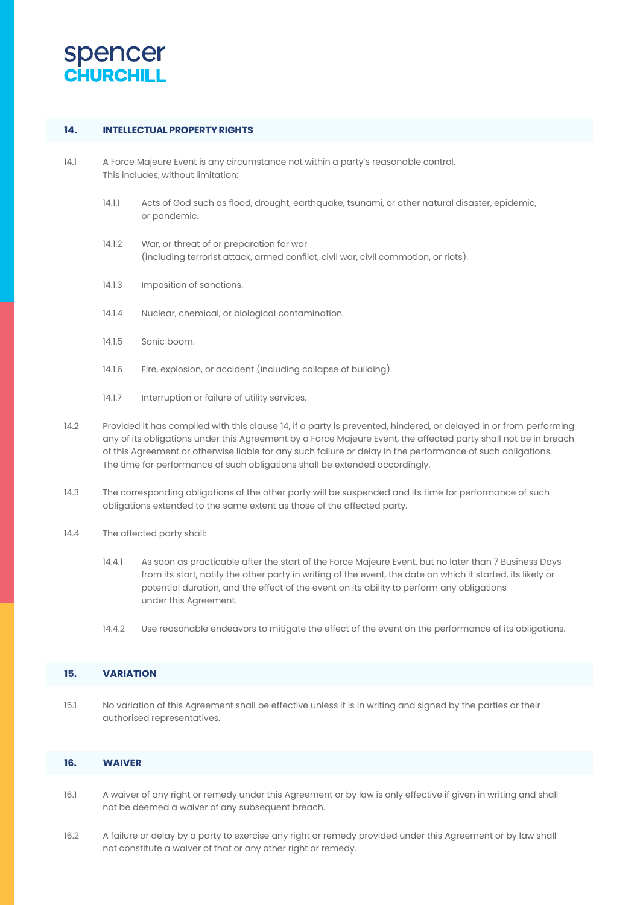## 14. INTELLECTUAL PROPERTY RIGHTS

14.1 A Force Majeure Event is any circumstance not within a party's reasonable control. This includes, without limitation:

- 14.1.1 Acts of God such as flood, drought, earthquake, tsunami, or other natural disaster, epidemic, or pandemic.
- 14.1.2 War, or threat of or preparation for war (including terrorist attack, armed conflict, civil war, civil commotion, or riots).
- 14.1.3 Imposition of sanctions.
- 14.1.4 Nuclear, chemical, or biological contamination.
- 14.1.5 Sonic boom.
- 14.1.6 Fire, explosion, or accident (including collapse of building).
- 14.1.7 Interruption or failure of utility services.

14.2 Provided it has complied with this clause 14, if a party is prevented, hindered, or delayed in or from performing any of its obligations under this Agreement by a Force Majeure Event, the affected party shall not be in breach of this Agreement or otherwise liable for any such failure or delay in the performance of such obligations. The time for performance of such obligations shall be extended accordingly.

14.3 The corresponding obligations of the other party will be suspended and its time for performance of such obligations extended to the same extent as those of the affected party.

14.4 The affected party shall:

- 14.4.1 As soon as practicable after the start of the Force Majeure Event, but no later than 7 Business Days from its start, notify the other party in writing of the event, the date on which it started, its likely or potential duration, and the effect of the event on its ability to perform any obligations under this Agreement.
- 14.4.2 Use reasonable endeavors to mitigate the effect of the event on the performance of its obligations.

## 15. VARIATION

15.1 No variation of this Agreement shall be effective unless it is in writing and signed by the parties or their authorised representatives.

## 16. WAIVER

16.1 A waiver of any right or remedy under this Agreement or by law is only effective if given in writing and shall not be deemed a waiver of any subsequent breach.

16.2 A failure or delay by a party to exercise any right or remedy provided under this Agreement or by law shall not constitute a waiver of that or any other right or remedy.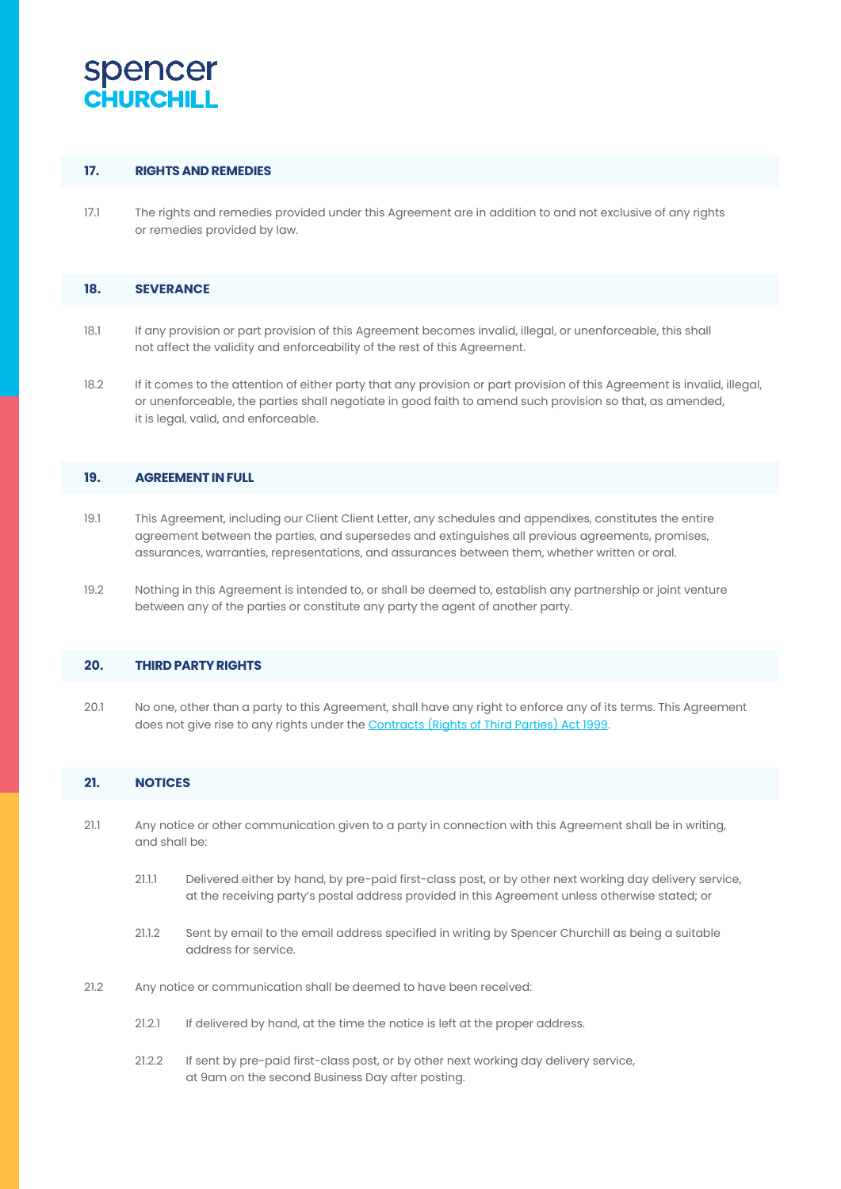## 17. RIGHTS AND REMEDIES

17.1 The rights and remedies provided under this Agreement are in addition to and not exclusive of any rights or remedies provided by law.

## 18. SEVERANCE

18.1 If any provision or part provision of this Agreement becomes invalid, illegal, or unenforceable, this shall not affect the validity and enforceability of the rest of this Agreement.

18.2 If it comes to the attention of either party that any provision or part provision of this Agreement is invalid, illegal, or unenforceable, the parties shall negotiate in good faith to amend such provision so that, as amended, it is legal, valid, and enforceable.

## 19. AGREEMENT IN FULL

19.1 This Agreement, including our Client Client Letter, any schedules and appendixes, constitutes the entire agreement between the parties, and supersedes and extinguishes all previous agreements, promises, assurances, warranties, representations, and assurances between them, whether written or oral.

19.2 Nothing in this Agreement is intended to, or shall be deemed to, establish any partnership or joint venture between any of the parties or constitute any party the agent of another party.

## 20. THIRD PARTY RIGHTS

20.1 No one, other than a party to this Agreement, shall have any right to enforce any of its terms. This Agreement does not give rise to any rights under the Contracts (Rights of Third Parties) Act 1999.

## 21. NOTICES

21.1 Any notice or other communication given to a party in connection with this Agreement shall be in writing, and shall be:

- 21.1.1 Delivered either by hand, by pre-paid first-class post, or by other next working day delivery service, at the receiving party's postal address provided in this Agreement unless otherwise stated; or
- 21.1.2 Sent by email to the email address specified in writing by Spencer Churchill as being a suitable address for service.

21.2 Any notice or communication shall be deemed to have been received:

- 21.2.1 If delivered by hand, at the time the notice is left at the proper address.
- 21.2.2 If sent by pre-paid first-class post, or by other next working day delivery service, at 9am on the second Business Day after posting.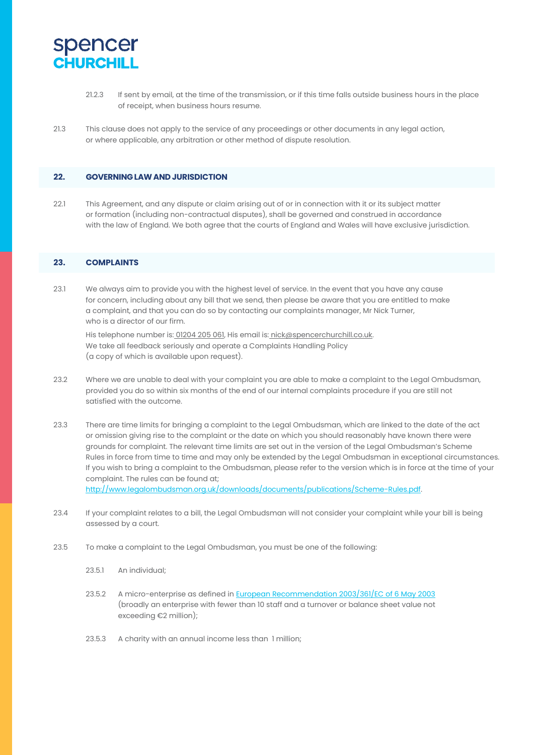21.2.3 If sent by email, at the time of the transmission, or if this time falls outside business hours in the place of receipt, when business hours resume.

21.3 This clause does not apply to the service of any proceedings or other documents in any legal action, or where applicable, any arbitration or other method of dispute resolution.

## 22. GOVERNING LAW AND JURISDICTION

22.1 This Agreement, and any dispute or claim arising out of or in connection with it or its subject matter or formation (including non-contractual disputes), shall be governed and construed in accordance with the law of England. We both agree that the courts of England and Wales will have exclusive jurisdiction.

## 23. COMPLAINTS

23.1 We always aim to provide you with the highest level of service. In the event that you have any cause for concern, including about any bill that we send, then please be aware that you are entitled to make a complaint, and that you can do so by contacting our complaints manager, Mr Nick Turner, who is a director of our firm.

His telephone number is: 01204 205 061, His email is: nick@spencerchurchill.co.uk. We take all feedback seriously and operate a Complaints Handling Policy (a copy of which is available upon request).

23.2 Where we are unable to deal with your complaint you are able to make a complaint to the Legal Ombudsman, provided you do so within six months of the end of our internal complaints procedure if you are still not satisfied with the outcome.

23.3 There are time limits for bringing a complaint to the Legal Ombudsman, which are linked to the date of the act or omission giving rise to the complaint or the date on which you should reasonably have known there were grounds for complaint. The relevant time limits are set out in the version of the Legal Ombudsman's Scheme Rules in force from time to time and may only be extended by the Legal Ombudsman in exceptional circumstances. If you wish to bring a complaint to the Ombudsman, please refer to the version which is in force at the time of your complaint. The rules can be found at; http://www.legalombudsman.org.uk/downloads/documents/publications/Scheme-Rules.pdf.

23.4 If your complaint relates to a bill, the Legal Ombudsman will not consider your complaint while your bill is being assessed by a court.

23.5 To make a complaint to the Legal Ombudsman, you must be one of the following:

23.5.1 An individual;

23.5.2 A micro-enterprise as defined in European Recommendation 2003/361/EC of 6 May 2003 (broadly an enterprise with fewer than 10 staff and a turnover or balance sheet value not exceeding €2 million);

23.5.3 A charity with an annual income less than 1 million;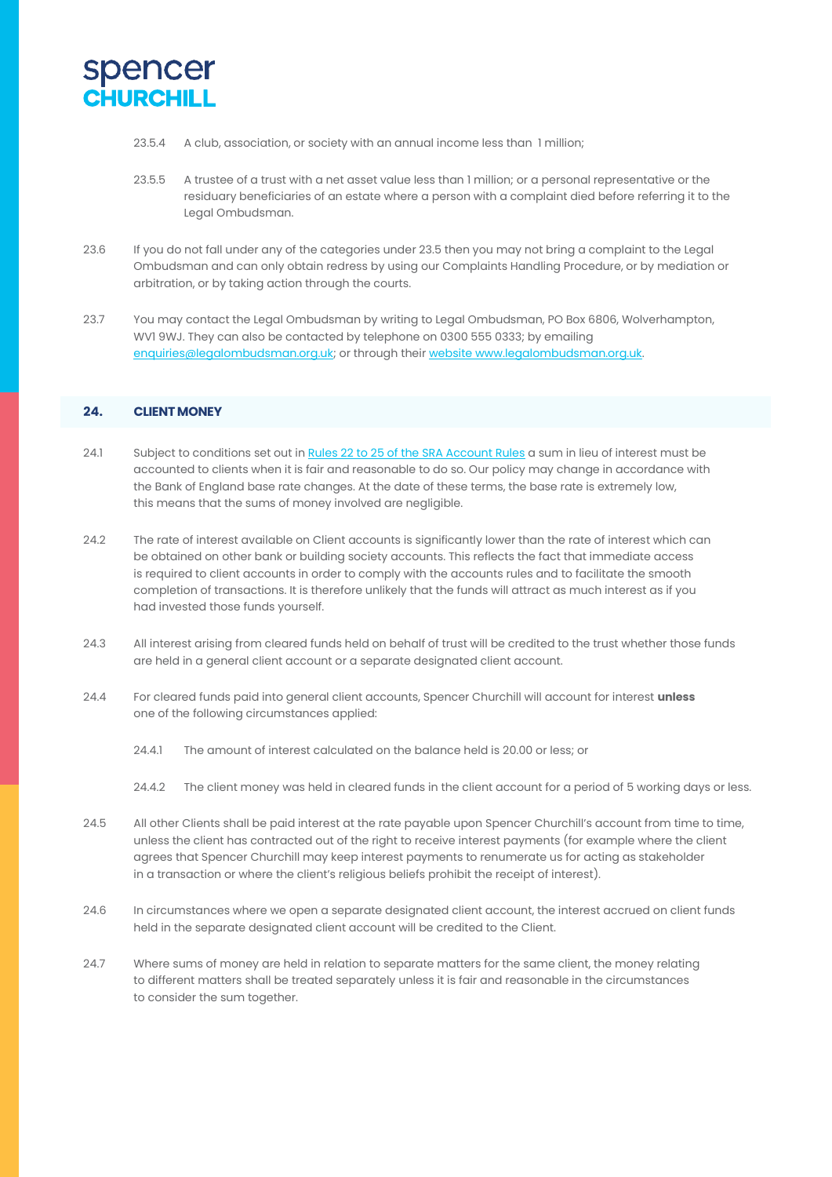23.5.4 A club, association, or society with an annual income less than 1 million;

23.5.5 A trustee of a trust with a net asset value less than 1 million; or a personal representative or the residuary beneficiaries of an estate where a person with a complaint died before referring it to the Legal Ombudsman.

23.6 If you do not fall under any of the categories under 23.5 then you may not bring a complaint to the Legal Ombudsman and can only obtain redress by using our Complaints Handling Procedure, or by mediation or arbitration, or by taking action through the courts.

23.7 You may contact the Legal Ombudsman by writing to Legal Ombudsman, PO Box 6806, Wolverhampton, WV1 9WJ. They can also be contacted by telephone on 0300 555 0333; by emailing enquiries@legalombudsman.org.uk; or through their website www.legalombudsman.org.uk.

## 24. CLIENT MONEY

24.1 Subject to conditions set out in Rules 22 to 25 of the SRA Account Rules a sum in lieu of interest must be accounted to clients when it is fair and reasonable to do so. Our policy may change in accordance with the Bank of England base rate changes. At the date of these terms, the base rate is extremely low, this means that the sums of money involved are negligible.

24.2 The rate of interest available on Client accounts is significantly lower than the rate of interest which can be obtained on other bank or building society accounts. This reflects the fact that immediate access is required to client accounts in order to comply with the accounts rules and to facilitate the smooth completion of transactions. It is therefore unlikely that the funds will attract as much interest as if you had invested those funds yourself.

24.3 All interest arising from cleared funds held on behalf of trust will be credited to the trust whether those funds are held in a general client account or a separate designated client account.

24.4 For cleared funds paid into general client accounts, Spencer Churchill will account for interest **unless** one of the following circumstances applied:

24.4.1 The amount of interest calculated on the balance held is 20.00 or less; or

24.4.2 The client money was held in cleared funds in the client account for a period of 5 working days or less.

24.5 All other Clients shall be paid interest at the rate payable upon Spencer Churchill's account from time to time, unless the client has contracted out of the right to receive interest payments (for example where the client agrees that Spencer Churchill may keep interest payments to renumerate us for acting as stakeholder in a transaction or where the client's religious beliefs prohibit the receipt of interest).

24.6 In circumstances where we open a separate designated client account, the interest accrued on client funds held in the separate designated client account will be credited to the Client.

24.7 Where sums of money are held in relation to separate matters for the same client, the money relating to different matters shall be treated separately unless it is fair and reasonable in the circumstances to consider the sum together.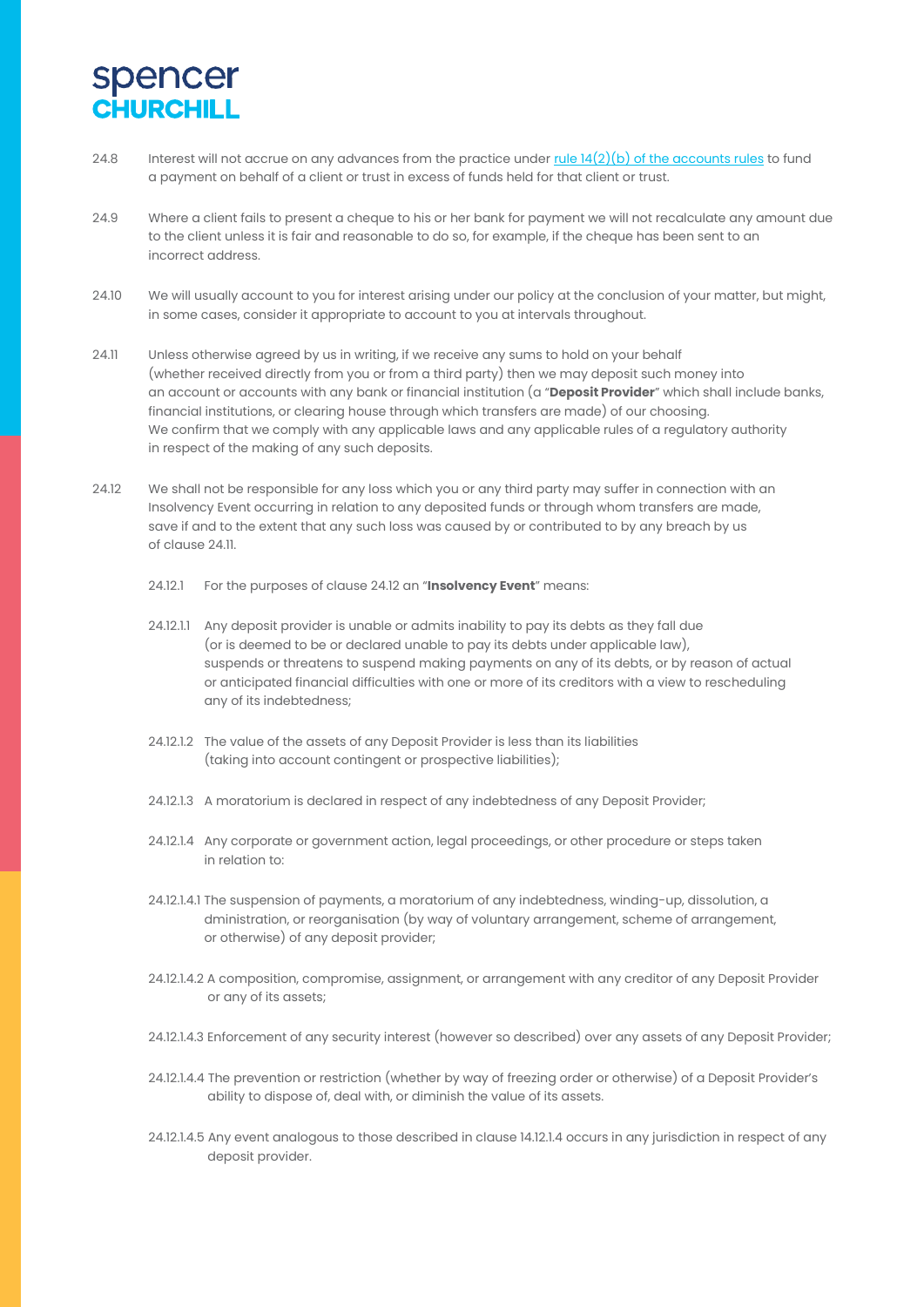24.8 Interest will not accrue on any advances from the practice under [rule 14(2)(b) of the accounts rules] to fund a payment on behalf of a client or trust in excess of funds held for that client or trust.

24.9 Where a client fails to present a cheque to his or her bank for payment we will not recalculate any amount due to the client unless it is fair and reasonable to do so, for example, if the cheque has been sent to an incorrect address.

24.10 We will usually account to you for interest arising under our policy at the conclusion of your matter, but might, in some cases, consider it appropriate to account to you at intervals throughout.

24.11 Unless otherwise agreed by us in writing, if we receive any sums to hold on your behalf (whether received directly from you or from a third party) then we may deposit such money into an account or accounts with any bank or financial institution (a "**Deposit Provider**" which shall include banks, financial institutions, or clearing house through which transfers are made) of our choosing. We confirm that we comply with any applicable laws and any applicable rules of a regulatory authority in respect of the making of any such deposits.

24.12 We shall not be responsible for any loss which you or any third party may suffer in connection with an Insolvency Event occurring in relation to any deposited funds or through whom transfers are made, save if and to the extent that any such loss was caused by or contributed to by any breach by us of clause 24.11.

24.12.1 For the purposes of clause 24.12 an "**Insolvency Event**" means:

24.12.1.1 Any deposit provider is unable or admits inability to pay its debts as they fall due (or is deemed to be or declared unable to pay its debts under applicable law), suspends or threatens to suspend making payments on any of its debts, or by reason of actual or anticipated financial difficulties with one or more of its creditors with a view to rescheduling any of its indebtedness;

24.12.1.2 The value of the assets of any Deposit Provider is less than its liabilities (taking into account contingent or prospective liabilities);

24.12.1.3 A moratorium is declared in respect of any indebtedness of any Deposit Provider;

24.12.1.4 Any corporate or government action, legal proceedings, or other procedure or steps taken in relation to:

24.12.1.4.1 The suspension of payments, a moratorium of any indebtedness, winding-up, dissolution, a dministration, or reorganisation (by way of voluntary arrangement, scheme of arrangement, or otherwise) of any deposit provider;

24.12.1.4.2 A composition, compromise, assignment, or arrangement with any creditor of any Deposit Provider or any of its assets;

24.12.1.4.3 Enforcement of any security interest (however so described) over any assets of any Deposit Provider;

24.12.1.4.4 The prevention or restriction (whether by way of freezing order or otherwise) of a Deposit Provider's ability to dispose of, deal with, or diminish the value of its assets.

24.12.1.4.5 Any event analogous to those described in clause 14.12.1.4 occurs in any jurisdiction in respect of any deposit provider.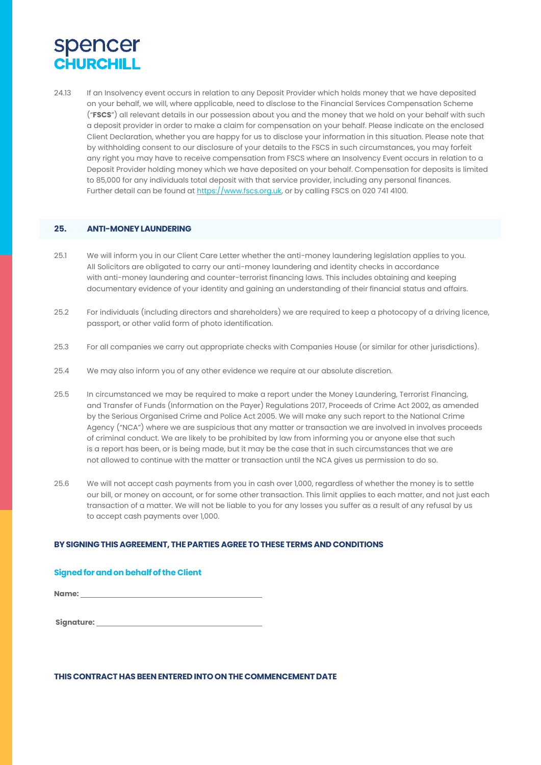24.13 If an Insolvency event occurs in relation to any Deposit Provider which holds money that we have deposited on your behalf, we will, where applicable, need to disclose to the Financial Services Compensation Scheme ("**FSCS**") all relevant details in our possession about you and the money that we hold on your behalf with such a deposit provider in order to make a claim for compensation on your behalf. Please indicate on the enclosed Client Declaration, whether you are happy for us to disclose your information in this situation. Please note that by withholding consent to our disclosure of your details to the FSCS in such circumstances, you may forfeit any right you may have to receive compensation from FSCS where an Insolvency Event occurs in relation to a Deposit Provider holding money which we have deposited on your behalf. Compensation for deposits is limited to 85,000 for any individuals total deposit with that service provider, including any personal finances. Further detail can be found at https://www.fscs.org.uk, or by calling FSCS on 020 741 4100.

## 25. ANTI-MONEY LAUNDERING

25.1 We will inform you in our Client Care Letter whether the anti-money laundering legislation applies to you. All Solicitors are obligated to carry our anti-money laundering and identity checks in accordance with anti-money laundering and counter-terrorist financing laws. This includes obtaining and keeping documentary evidence of your identity and gaining an understanding of their financial status and affairs.

25.2 For individuals (including directors and shareholders) we are required to keep a photocopy of a driving licence, passport, or other valid form of photo identification.

25.3 For all companies we carry out appropriate checks with Companies House (or similar for other jurisdictions).

25.4 We may also inform you of any other evidence we require at our absolute discretion.

25.5 In circumstanced we may be required to make a report under the Money Laundering, Terrorist Financing, and Transfer of Funds (Information on the Payer) Regulations 2017, Proceeds of Crime Act 2002, as amended by the Serious Organised Crime and Police Act 2005. We will make any such report to the National Crime Agency ("NCA") where we are suspicious that any matter or transaction we are involved in involves proceeds of criminal conduct. We are likely to be prohibited by law from informing you or anyone else that such is a report has been, or is being made, but it may be the case that in such circumstances that we are not allowed to continue with the matter or transaction until the NCA gives us permission to do so.

25.6 We will not accept cash payments from you in cash over 1,000, regardless of whether the money is to settle our bill, or money on account, or for some other transaction. This limit applies to each matter, and not just each transaction of a matter. We will not be liable to you for any losses you suffer as a result of any refusal by us to accept cash payments over 1,000.

**BY SIGNING THIS AGREEMENT, THE PARTIES AGREE TO THESE TERMS AND CONDITIONS**

**Signed for and on behalf of the Client**

**Name:** ________________________________

**Signature:** ________________________________

**THIS CONTRACT HAS BEEN ENTERED INTO ON THE COMMENCEMENT DATE**